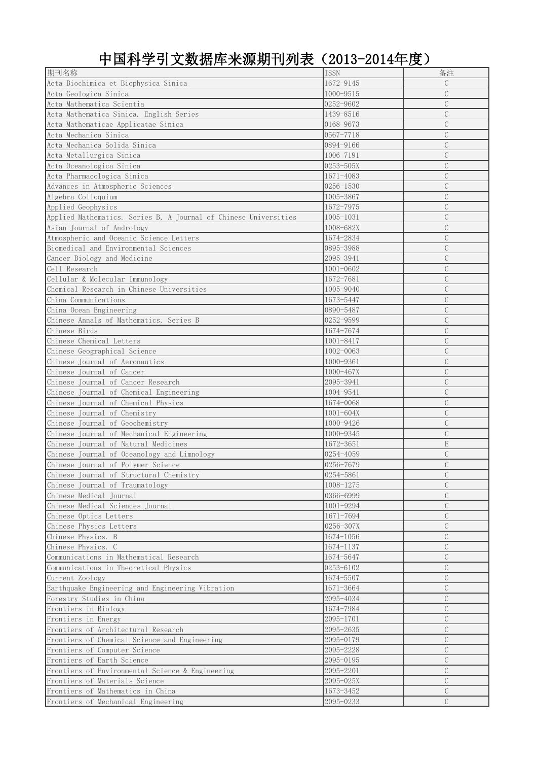# 中国科学引文数据库来源期刊列表（2013-2014年度）

| 期刊名称 | ISSN | 备注 |
| --- | --- | --- |
| Acta Biochimica et Biophysica Sinica | 1672-9145 | C |
| Acta Geologica Sinica | 1000-9515 | C |
| Acta Mathematica Scientia | 0252-9602 | C |
| Acta Mathematica Sinica. English Series | 1439-8516 | C |
| Acta Mathematicae Applicatae Sinica | 0168-9673 | C |
| Acta Mechanica Sinica | 0567-7718 | C |
| Acta Mechanica Solida Sinica | 0894-9166 | C |
| Acta Metallurgica Sinica | 1006-7191 | C |
| Acta Oceanologica Sinica | 0253-505X | C |
| Acta Pharmacologica Sinica | 1671-4083 | C |
| Advances in Atmospheric Sciences | 0256-1530 | C |
| Algebra Colloquium | 1005-3867 | C |
| Applied Geophysics | 1672-7975 | C |
| Applied Mathematics. Series B, A Journal of Chinese Universities | 1005-1031 | C |
| Asian Journal of Andrology | 1008-682X | C |
| Atmospheric and Oceanic Science Letters | 1674-2834 | C |
| Biomedical and Environmental Sciences | 0895-3988 | C |
| Cancer Biology and Medicine | 2095-3941 | C |
| Cell Research | 1001-0602 | C |
| Cellular & Molecular Immunology | 1672-7681 | C |
| Chemical Research in Chinese Universities | 1005-9040 | C |
| China Communications | 1673-5447 | C |
| China Ocean Engineering | 0890-5487 | C |
| Chinese Annals of Mathematics. Series B | 0252-9599 | C |
| Chinese Birds | 1674-7674 | C |
| Chinese Chemical Letters | 1001-8417 | C |
| Chinese Geographical Science | 1002-0063 | C |
| Chinese Journal of Aeronautics | 1000-9361 | C |
| Chinese Journal of Cancer | 1000-467X | C |
| Chinese Journal of Cancer Research | 2095-3941 | C |
| Chinese Journal of Chemical Engineering | 1004-9541 | C |
| Chinese Journal of Chemical Physics | 1674-0068 | C |
| Chinese Journal of Chemistry | 1001-604X | C |
| Chinese Journal of Geochemistry | 1000-9426 | C |
| Chinese Journal of Mechanical Engineering | 1000-9345 | C |
| Chinese Journal of Natural Medicines | 1672-3651 | E |
| Chinese Journal of Oceanology and Limnology | 0254-4059 | C |
| Chinese Journal of Polymer Science | 0256-7679 | C |
| Chinese Journal of Structural Chemistry | 0254-5861 | C |
| Chinese Journal of Traumatology | 1008-1275 | C |
| Chinese Medical Journal | 0366-6999 | C |
| Chinese Medical Sciences Journal | 1001-9294 | C |
| Chinese Optics Letters | 1671-7694 | C |
| Chinese Physics Letters | 0256-307X | C |
| Chinese Physics. B | 1674-1056 | C |
| Chinese Physics. C | 1674-1137 | C |
| Communications in Mathematical Research | 1674-5647 | C |
| Communications in Theoretical Physics | 0253-6102 | C |
| Current Zoology | 1674-5507 | C |
| Earthquake Engineering and Engineering Vibration | 1671-3664 | C |
| Forestry Studies in China | 2095-4034 | C |
| Frontiers in Biology | 1674-7984 | C |
| Frontiers in Energy | 2095-1701 | C |
| Frontiers of Architectural Research | 2095-2635 | C |
| Frontiers of Chemical Science and Engineering | 2095-0179 | C |
| Frontiers of Computer Science | 2095-2228 | C |
| Frontiers of Earth Science | 2095-0195 | C |
| Frontiers of Environmental Science & Engineering | 2095-2201 | C |
| Frontiers of Materials Science | 2095-025X | C |
| Frontiers of Mathematics in China | 1673-3452 | C |
| Frontiers of Mechanical Engineering | 2095-0233 | C |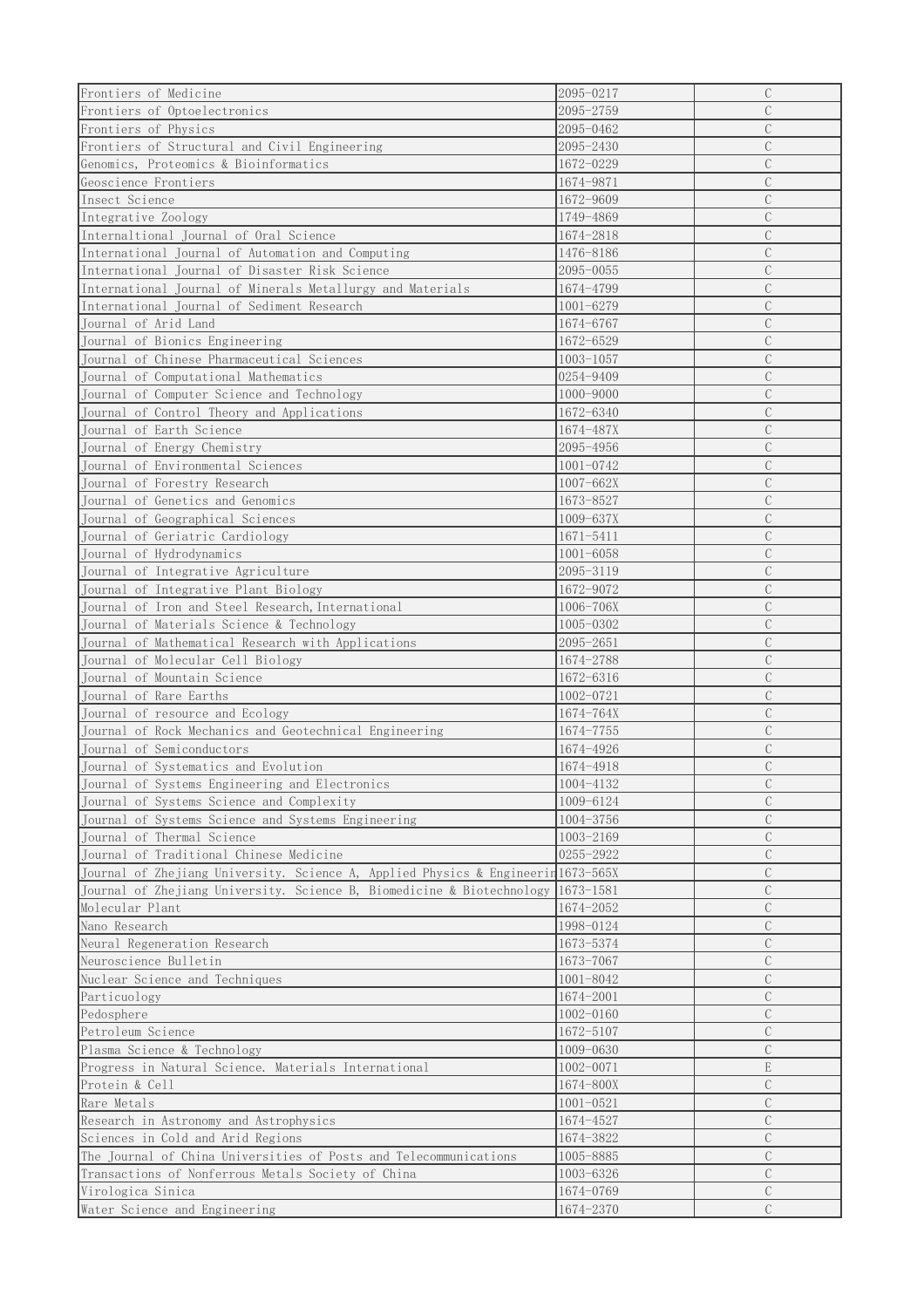| | | |
|---|---|---|
| Frontiers of Medicine | 2095-0217 | C |
| Frontiers of Optoelectronics | 2095-2759 | C |
| Frontiers of Physics | 2095-0462 | C |
| Frontiers of Structural and Civil Engineering | 2095-2430 | C |
| Genomics, Proteomics & Bioinformatics | 1672-0229 | C |
| Geoscience Frontiers | 1674-9871 | C |
| Insect Science | 1672-9609 | C |
| Integrative Zoology | 1749-4869 | C |
| Internaltional Journal of Oral Science | 1674-2818 | C |
| International Journal of Automation and Computing | 1476-8186 | C |
| International Journal of Disaster Risk Science | 2095-0055 | C |
| International Journal of Minerals Metallurgy and Materials | 1674-4799 | C |
| International Journal of Sediment Research | 1001-6279 | C |
| Journal of Arid Land | 1674-6767 | C |
| Journal of Bionics Engineering | 1672-6529 | C |
| Journal of Chinese Pharmaceutical Sciences | 1003-1057 | C |
| Journal of Computational Mathematics | 0254-9409 | C |
| Journal of Computer Science and Technology | 1000-9000 | C |
| Journal of Control Theory and Applications | 1672-6340 | C |
| Journal of Earth Science | 1674-487X | C |
| Journal of Energy Chemistry | 2095-4956 | C |
| Journal of Environmental Sciences | 1001-0742 | C |
| Journal of Forestry Research | 1007-662X | C |
| Journal of Genetics and Genomics | 1673-8527 | C |
| Journal of Geographical Sciences | 1009-637X | C |
| Journal of Geriatric Cardiology | 1671-5411 | C |
| Journal of Hydrodynamics | 1001-6058 | C |
| Journal of Integrative Agriculture | 2095-3119 | C |
| Journal of Integrative Plant Biology | 1672-9072 | C |
| Journal of Iron and Steel Research,International | 1006-706X | C |
| Journal of Materials Science & Technology | 1005-0302 | C |
| Journal of Mathematical Research with Applications | 2095-2651 | C |
| Journal of Molecular Cell Biology | 1674-2788 | C |
| Journal of Mountain Science | 1672-6316 | C |
| Journal of Rare Earths | 1002-0721 | C |
| Journal of resource and Ecology | 1674-764X | C |
| Journal of Rock Mechanics and Geotechnical Engineering | 1674-7755 | C |
| Journal of Semiconductors | 1674-4926 | C |
| Journal of Systematics and Evolution | 1674-4918 | C |
| Journal of Systems Engineering and Electronics | 1004-4132 | C |
| Journal of Systems Science and Complexity | 1009-6124 | C |
| Journal of Systems Science and Systems Engineering | 1004-3756 | C |
| Journal of Thermal Science | 1003-2169 | C |
| Journal of Traditional Chinese Medicine | 0255-2922 | C |
| Journal of Zhejiang University. Science A, Applied Physics & Engineerin | 1673-565X | C |
| Journal of Zhejiang University. Science B, Biomedicine & Biotechnology | 1673-1581 | C |
| Molecular Plant | 1674-2052 | C |
| Nano Research | 1998-0124 | C |
| Neural Regeneration Research | 1673-5374 | C |
| Neuroscience Bulletin | 1673-7067 | C |
| Nuclear Science and Techniques | 1001-8042 | C |
| Particuology | 1674-2001 | C |
| Pedosphere | 1002-0160 | C |
| Petroleum Science | 1672-5107 | C |
| Plasma Science & Technology | 1009-0630 | C |
| Progress in Natural Science. Materials International | 1002-0071 | E |
| Protein & Cell | 1674-800X | C |
| Rare Metals | 1001-0521 | C |
| Research in Astronomy and Astrophysics | 1674-4527 | C |
| Sciences in Cold and Arid Regions | 1674-3822 | C |
| The Journal of China Universities of Posts and Telecommunications | 1005-8885 | C |
| Transactions of Nonferrous Metals Society of China | 1003-6326 | C |
| Virologica Sinica | 1674-0769 | C |
| Water Science and Engineering | 1674-2370 | C |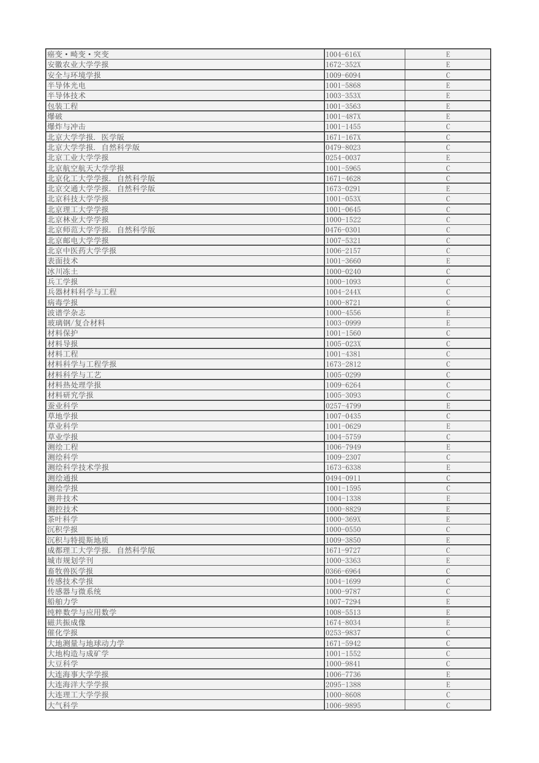| 癌变·畸变·突变 | 1004-616X | E |
|---|---|---|
| 安徽农业大学学报 | 1672-352X | E |
| 安全与环境学报 | 1009-6094 | C |
| 半导体光电 | 1001-5868 | E |
| 半导体技术 | 1003-353X | E |
| 包装工程 | 1001-3563 | E |
| 爆破 | 1001-487X | E |
| 爆炸与冲击 | 1001-1455 | C |
| 北京大学学报. 医学版 | 1671-167X | C |
| 北京大学学报. 自然科学版 | 0479-8023 | C |
| 北京工业大学学报 | 0254-0037 | E |
| 北京航空航天大学学报 | 1001-5965 | C |
| 北京化工大学学报. 自然科学版 | 1671-4628 | C |
| 北京交通大学学报. 自然科学版 | 1673-0291 | E |
| 北京科技大学学报 | 1001-053X | C |
| 北京理工大学学报 | 1001-0645 | C |
| 北京林业大学学报 | 1000-1522 | C |
| 北京师范大学学报. 自然科学版 | 0476-0301 | C |
| 北京邮电大学学报 | 1007-5321 | C |
| 北京中医药大学学报 | 1006-2157 | C |
| 表面技术 | 1001-3660 | E |
| 冰川冻土 | 1000-0240 | C |
| 兵工学报 | 1000-1093 | C |
| 兵器材料科学与工程 | 1004-244X | C |
| 病毒学报 | 1000-8721 | C |
| 波谱学杂志 | 1000-4556 | E |
| 玻璃钢/复合材料 | 1003-0999 | E |
| 材料保护 | 1001-1560 | C |
| 材料导报 | 1005-023X | C |
| 材料工程 | 1001-4381 | C |
| 材料科学与工程学报 | 1673-2812 | C |
| 材料科学与工艺 | 1005-0299 | C |
| 材料热处理学报 | 1009-6264 | C |
| 材料研究学报 | 1005-3093 | C |
| 蚕业科学 | 0257-4799 | E |
| 草地学报 | 1007-0435 | C |
| 草业科学 | 1001-0629 | E |
| 草业学报 | 1004-5759 | C |
| 测绘工程 | 1006-7949 | E |
| 测绘科学 | 1009-2307 | C |
| 测绘科学技术学报 | 1673-6338 | E |
| 测绘通报 | 0494-0911 | C |
| 测绘学报 | 1001-1595 | C |
| 测井技术 | 1004-1338 | E |
| 测控技术 | 1000-8829 | E |
| 茶叶科学 | 1000-369X | E |
| 沉积学报 | 1000-0550 | C |
| 沉积与特提斯地质 | 1009-3850 | E |
| 成都理工大学学报. 自然科学版 | 1671-9727 | C |
| 城市规划学刊 | 1000-3363 | E |
| 畜牧兽医学报 | 0366-6964 | C |
| 传感技术学报 | 1004-1699 | C |
| 传感器与微系统 | 1000-9787 | C |
| 船舶力学 | 1007-7294 | E |
| 纯粹数学与应用数学 | 1008-5513 | E |
| 磁共振成像 | 1674-8034 | E |
| 催化学报 | 0253-9837 | C |
| 大地测量与地球动力学 | 1671-5942 | C |
| 大地构造与成矿学 | 1001-1552 | C |
| 大豆科学 | 1000-9841 | C |
| 大连海事大学学报 | 1006-7736 | E |
| 大连海洋大学学报 | 2095-1388 | E |
| 大连理工大学学报 | 1000-8608 | C |
| 大气科学 | 1006-9895 | C |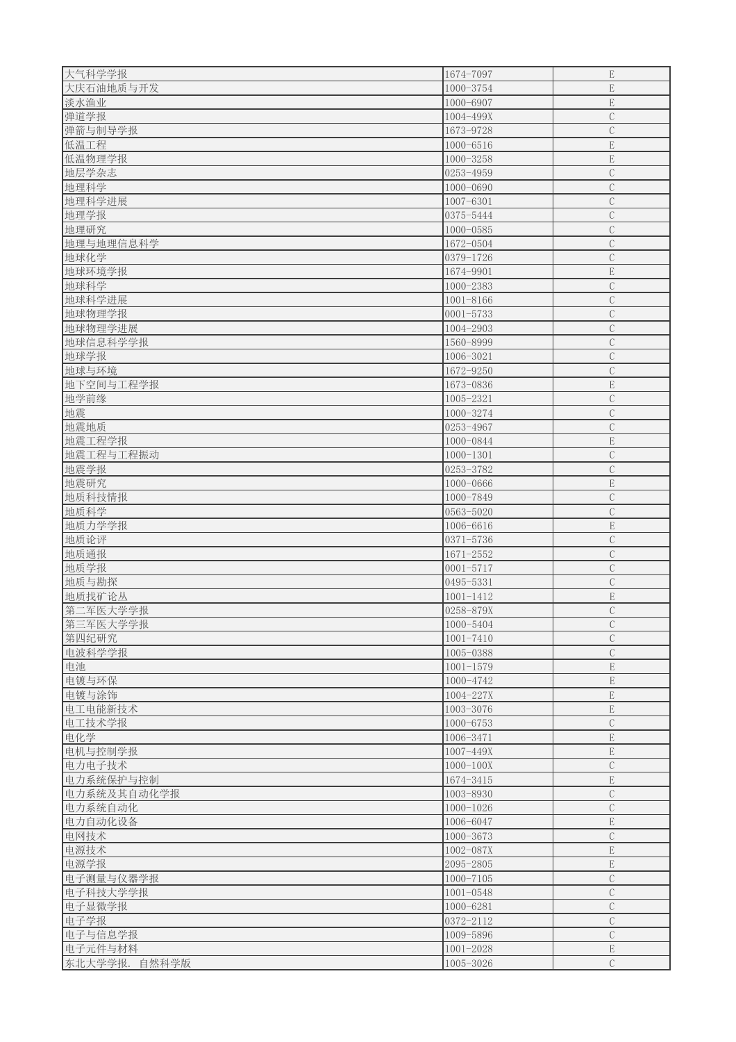| 大气科学学报 | 1674-7097 | E |
|---|---|---|
| 大庆石油地质与开发 | 1000-3754 | E |
| 淡水渔业 | 1000-6907 | E |
| 弹道学报 | 1004-499X | C |
| 弹箭与制导学报 | 1673-9728 | C |
| 低温工程 | 1000-6516 | E |
| 低温物理学报 | 1000-3258 | E |
| 地层学杂志 | 0253-4959 | C |
| 地理科学 | 1000-0690 | C |
| 地理科学进展 | 1007-6301 | C |
| 地理学报 | 0375-5444 | C |
| 地理研究 | 1000-0585 | C |
| 地理与地理信息科学 | 1672-0504 | C |
| 地球化学 | 0379-1726 | C |
| 地球环境学报 | 1674-9901 | E |
| 地球科学 | 1000-2383 | C |
| 地球科学进展 | 1001-8166 | C |
| 地球物理学报 | 0001-5733 | C |
| 地球物理学进展 | 1004-2903 | C |
| 地球信息科学学报 | 1560-8999 | C |
| 地球学报 | 1006-3021 | C |
| 地球与环境 | 1672-9250 | C |
| 地下空间与工程学报 | 1673-0836 | E |
| 地学前缘 | 1005-2321 | C |
| 地震 | 1000-3274 | C |
| 地震地质 | 0253-4967 | C |
| 地震工程学报 | 1000-0844 | E |
| 地震工程与工程振动 | 1000-1301 | C |
| 地震学报 | 0253-3782 | C |
| 地震研究 | 1000-0666 | E |
| 地质科技情报 | 1000-7849 | C |
| 地质科学 | 0563-5020 | C |
| 地质力学学报 | 1006-6616 | E |
| 地质论评 | 0371-5736 | C |
| 地质通报 | 1671-2552 | C |
| 地质学报 | 0001-5717 | C |
| 地质与勘探 | 0495-5331 | C |
| 地质找矿论丛 | 1001-1412 | E |
| 第二军医大学学报 | 0258-879X | C |
| 第三军医大学学报 | 1000-5404 | C |
| 第四纪研究 | 1001-7410 | C |
| 电波科学学报 | 1005-0388 | C |
| 电池 | 1001-1579 | E |
| 电镀与环保 | 1000-4742 | E |
| 电镀与涂饰 | 1004-227X | E |
| 电工电能新技术 | 1003-3076 | E |
| 电工技术学报 | 1000-6753 | C |
| 电化学 | 1006-3471 | E |
| 电机与控制学报 | 1007-449X | E |
| 电力电子技术 | 1000-100X | C |
| 电力系统保护与控制 | 1674-3415 | E |
| 电力系统及其自动化学报 | 1003-8930 | C |
| 电力系统自动化 | 1000-1026 | C |
| 电力自动化设备 | 1006-6047 | E |
| 电网技术 | 1000-3673 | C |
| 电源技术 | 1002-087X | E |
| 电源学报 | 2095-2805 | E |
| 电子测量与仪器学报 | 1000-7105 | C |
| 电子科技大学学报 | 1001-0548 | C |
| 电子显微学报 | 1000-6281 | C |
| 电子学报 | 0372-2112 | C |
| 电子与信息学报 | 1009-5896 | C |
| 电子元件与材料 | 1001-2028 | E |
| 东北大学学报. 自然科学版 | 1005-3026 | C |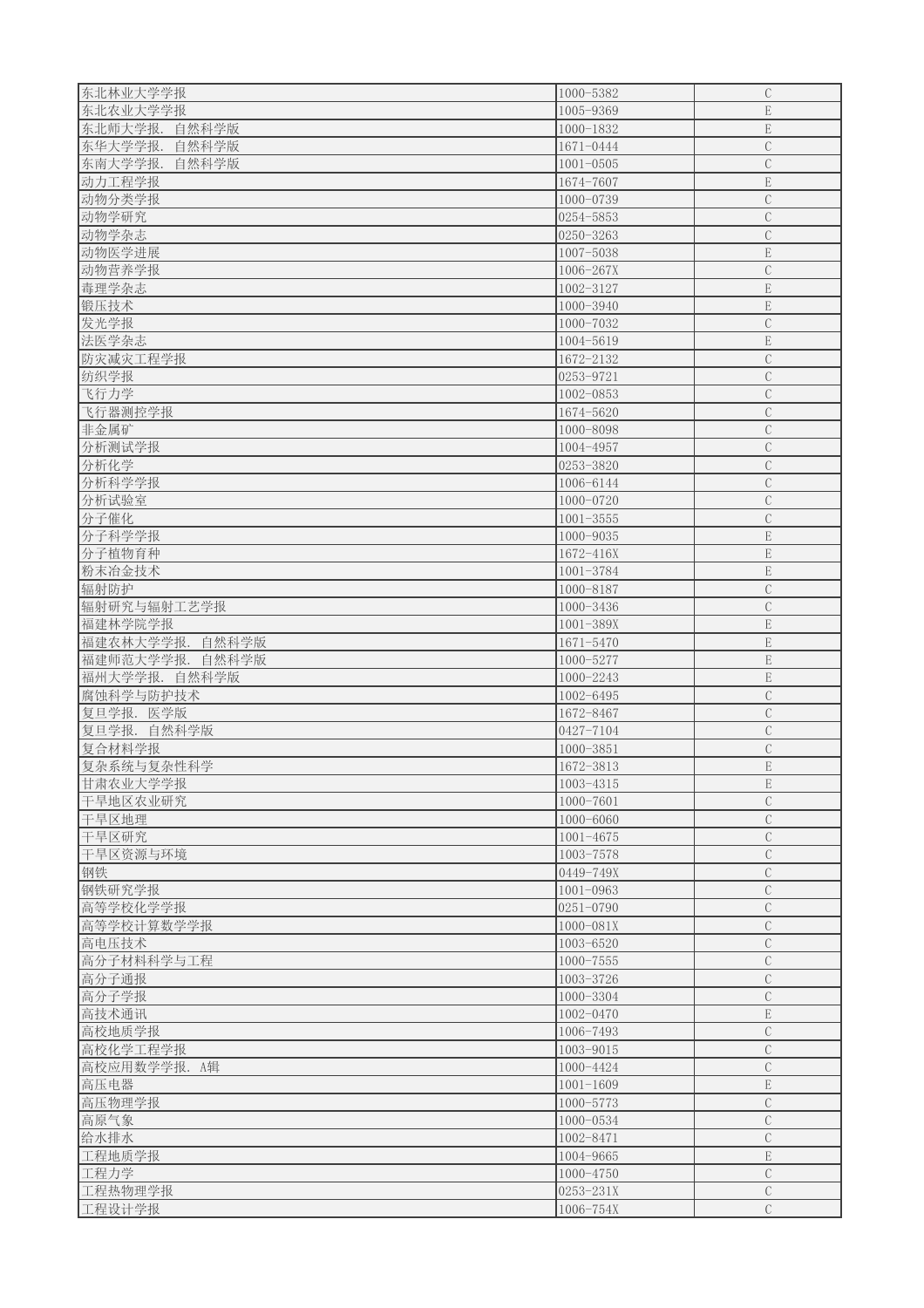| | | |
|---|---|---|
| 东北林业大学学报 | 1000-5382 | C |
| 东北农业大学学报 | 1005-9369 | E |
| 东北师大学报. 自然科学版 | 1000-1832 | E |
| 东华大学学报. 自然科学版 | 1671-0444 | C |
| 东南大学学报. 自然科学版 | 1001-0505 | C |
| 动力工程学报 | 1674-7607 | E |
| 动物分类学报 | 1000-0739 | C |
| 动物学研究 | 0254-5853 | C |
| 动物学杂志 | 0250-3263 | C |
| 动物医学进展 | 1007-5038 | E |
| 动物营养学报 | 1006-267X | C |
| 毒理学杂志 | 1002-3127 | E |
| 锻压技术 | 1000-3940 | E |
| 发光学报 | 1000-7032 | C |
| 法医学杂志 | 1004-5619 | E |
| 防灾减灾工程学报 | 1672-2132 | C |
| 纺织学报 | 0253-9721 | C |
| 飞行力学 | 1002-0853 | C |
| 飞行器测控学报 | 1674-5620 | C |
| 非金属矿 | 1000-8098 | C |
| 分析测试学报 | 1004-4957 | C |
| 分析化学 | 0253-3820 | C |
| 分析科学学报 | 1006-6144 | C |
| 分析试验室 | 1000-0720 | C |
| 分子催化 | 1001-3555 | C |
| 分子科学学报 | 1000-9035 | E |
| 分子植物育种 | 1672-416X | E |
| 粉末冶金技术 | 1001-3784 | E |
| 辐射防护 | 1000-8187 | C |
| 辐射研究与辐射工艺学报 | 1000-3436 | C |
| 福建林学院学报 | 1001-389X | E |
| 福建农林大学学报. 自然科学版 | 1671-5470 | E |
| 福建师范大学学报. 自然科学版 | 1000-5277 | E |
| 福州大学学报. 自然科学版 | 1000-2243 | E |
| 腐蚀科学与防护技术 | 1002-6495 | C |
| 复旦学报. 医学版 | 1672-8467 | C |
| 复旦学报. 自然科学版 | 0427-7104 | C |
| 复合材料学报 | 1000-3851 | C |
| 复杂系统与复杂性科学 | 1672-3813 | E |
| 甘肃农业大学学报 | 1003-4315 | E |
| 干旱地区农业研究 | 1000-7601 | C |
| 干旱区地理 | 1000-6060 | C |
| 干旱区研究 | 1001-4675 | C |
| 干旱区资源与环境 | 1003-7578 | C |
| 钢铁 | 0449-749X | C |
| 钢铁研究学报 | 1001-0963 | C |
| 高等学校化学学报 | 0251-0790 | C |
| 高等学校计算数学学报 | 1000-081X | C |
| 高电压技术 | 1003-6520 | C |
| 高分子材料科学与工程 | 1000-7555 | C |
| 高分子通报 | 1003-3726 | C |
| 高分子学报 | 1000-3304 | C |
| 高技术通讯 | 1002-0470 | E |
| 高校地质学报 | 1006-7493 | C |
| 高校化学工程学报 | 1003-9015 | C |
| 高校应用数学学报. A辑 | 1000-4424 | C |
| 高压电器 | 1001-1609 | E |
| 高压物理学报 | 1000-5773 | C |
| 高原气象 | 1000-0534 | C |
| 给水排水 | 1002-8471 | C |
| 工程地质学报 | 1004-9665 | E |
| 工程力学 | 1000-4750 | C |
| 工程热物理学报 | 0253-231X | C |
| 工程设计学报 | 1006-754X | C |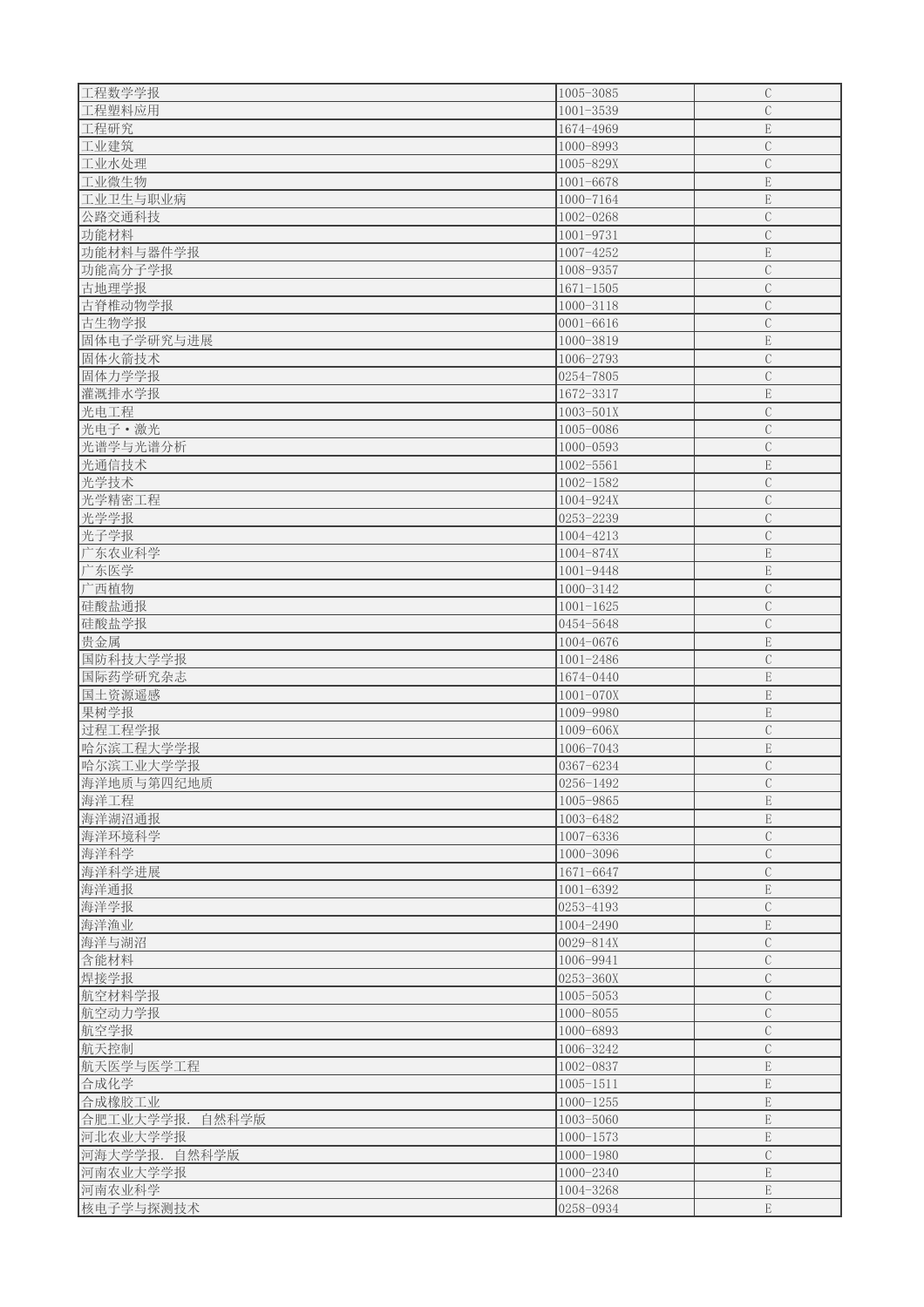| | | |
|---|---|---|
| 工程数学学报 | 1005-3085 | C |
| 工程塑料应用 | 1001-3539 | C |
| 工程研究 | 1674-4969 | E |
| 工业建筑 | 1000-8993 | C |
| 工业水处理 | 1005-829X | C |
| 工业微生物 | 1001-6678 | E |
| 工业卫生与职业病 | 1000-7164 | E |
| 公路交通科技 | 1002-0268 | C |
| 功能材料 | 1001-9731 | C |
| 功能材料与器件学报 | 1007-4252 | E |
| 功能高分子学报 | 1008-9357 | C |
| 古地理学报 | 1671-1505 | C |
| 古脊椎动物学报 | 1000-3118 | C |
| 古生物学报 | 0001-6616 | C |
| 固体电子学研究与进展 | 1000-3819 | E |
| 固体火箭技术 | 1006-2793 | C |
| 固体力学学报 | 0254-7805 | C |
| 灌溉排水学报 | 1672-3317 | E |
| 光电工程 | 1003-501X | C |
| 光电子·激光 | 1005-0086 | C |
| 光谱学与光谱分析 | 1000-0593 | C |
| 光通信技术 | 1002-5561 | E |
| 光学技术 | 1002-1582 | C |
| 光学精密工程 | 1004-924X | C |
| 光学学报 | 0253-2239 | C |
| 光子学报 | 1004-4213 | C |
| 广东农业科学 | 1004-874X | E |
| 广东医学 | 1001-9448 | E |
| 广西植物 | 1000-3142 | C |
| 硅酸盐通报 | 1001-1625 | C |
| 硅酸盐学报 | 0454-5648 | C |
| 贵金属 | 1004-0676 | E |
| 国防科技大学学报 | 1001-2486 | C |
| 国际药学研究杂志 | 1674-0440 | E |
| 国土资源遥感 | 1001-070X | E |
| 果树学报 | 1009-9980 | E |
| 过程工程学报 | 1009-606X | C |
| 哈尔滨工程大学学报 | 1006-7043 | E |
| 哈尔滨工业大学学报 | 0367-6234 | C |
| 海洋地质与第四纪地质 | 0256-1492 | C |
| 海洋工程 | 1005-9865 | E |
| 海洋湖沼通报 | 1003-6482 | E |
| 海洋环境科学 | 1007-6336 | C |
| 海洋科学 | 1000-3096 | C |
| 海洋科学进展 | 1671-6647 | C |
| 海洋通报 | 1001-6392 | E |
| 海洋学报 | 0253-4193 | C |
| 海洋渔业 | 1004-2490 | E |
| 海洋与湖沼 | 0029-814X | C |
| 含能材料 | 1006-9941 | C |
| 焊接学报 | 0253-360X | C |
| 航空材料学报 | 1005-5053 | C |
| 航空动力学报 | 1000-8055 | C |
| 航空学报 | 1000-6893 | C |
| 航天控制 | 1006-3242 | C |
| 航天医学与医学工程 | 1002-0837 | E |
| 合成化学 | 1005-1511 | E |
| 合成橡胶工业 | 1000-1255 | E |
| 合肥工业大学学报. 自然科学版 | 1003-5060 | E |
| 河北农业大学学报 | 1000-1573 | E |
| 河海大学学报. 自然科学版 | 1000-1980 | C |
| 河南农业大学学报 | 1000-2340 | E |
| 河南农业科学 | 1004-3268 | E |
| 核电子学与探测技术 | 0258-0934 | E |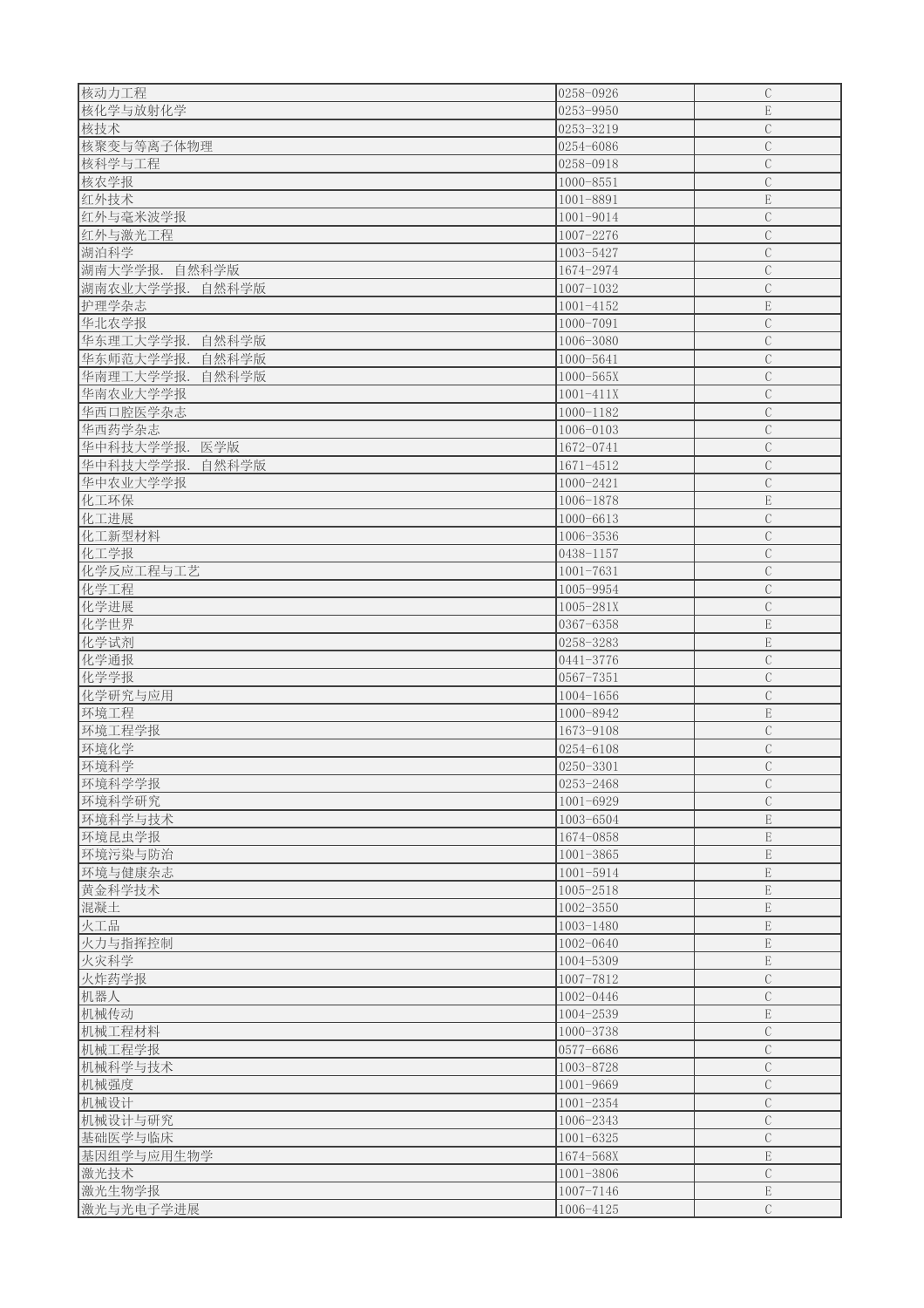| 核动力工程 | 0258-0926 | C |
|---|---|---|
| 核化学与放射化学 | 0253-9950 | E |
| 核技术 | 0253-3219 | C |
| 核聚变与等离子体物理 | 0254-6086 | C |
| 核科学与工程 | 0258-0918 | C |
| 核农学报 | 1000-8551 | C |
| 红外技术 | 1001-8891 | E |
| 红外与毫米波学报 | 1001-9014 | C |
| 红外与激光工程 | 1007-2276 | C |
| 湖泊科学 | 1003-5427 | C |
| 湖南大学学报. 自然科学版 | 1674-2974 | C |
| 湖南农业大学学报. 自然科学版 | 1007-1032 | C |
| 护理学杂志 | 1001-4152 | E |
| 华北农学报 | 1000-7091 | C |
| 华东理工大学学报. 自然科学版 | 1006-3080 | C |
| 华东师范大学学报. 自然科学版 | 1000-5641 | C |
| 华南理工大学学报. 自然科学版 | 1000-565X | C |
| 华南农业大学学报 | 1001-411X | C |
| 华西口腔医学杂志 | 1000-1182 | C |
| 华西药学杂志 | 1006-0103 | C |
| 华中科技大学学报. 医学版 | 1672-0741 | C |
| 华中科技大学学报. 自然科学版 | 1671-4512 | C |
| 华中农业大学学报 | 1000-2421 | C |
| 化工环保 | 1006-1878 | E |
| 化工进展 | 1000-6613 | C |
| 化工新型材料 | 1006-3536 | C |
| 化工学报 | 0438-1157 | C |
| 化学反应工程与工艺 | 1001-7631 | C |
| 化学工程 | 1005-9954 | C |
| 化学进展 | 1005-281X | C |
| 化学世界 | 0367-6358 | E |
| 化学试剂 | 0258-3283 | E |
| 化学通报 | 0441-3776 | C |
| 化学学报 | 0567-7351 | C |
| 化学研究与应用 | 1004-1656 | C |
| 环境工程 | 1000-8942 | E |
| 环境工程学报 | 1673-9108 | C |
| 环境化学 | 0254-6108 | C |
| 环境科学 | 0250-3301 | C |
| 环境科学学报 | 0253-2468 | C |
| 环境科学研究 | 1001-6929 | C |
| 环境科学与技术 | 1003-6504 | E |
| 环境昆虫学报 | 1674-0858 | E |
| 环境污染与防治 | 1001-3865 | E |
| 环境与健康杂志 | 1001-5914 | E |
| 黄金科学技术 | 1005-2518 | E |
| 混凝土 | 1002-3550 | E |
| 火工品 | 1003-1480 | E |
| 火力与指挥控制 | 1002-0640 | E |
| 火灾科学 | 1004-5309 | E |
| 火炸药学报 | 1007-7812 | C |
| 机器人 | 1002-0446 | C |
| 机械传动 | 1004-2539 | E |
| 机械工程材料 | 1000-3738 | C |
| 机械工程学报 | 0577-6686 | C |
| 机械科学与技术 | 1003-8728 | C |
| 机械强度 | 1001-9669 | C |
| 机械设计 | 1001-2354 | C |
| 机械设计与研究 | 1006-2343 | C |
| 基础医学与临床 | 1001-6325 | C |
| 基因组学与应用生物学 | 1674-568X | E |
| 激光技术 | 1001-3806 | C |
| 激光生物学报 | 1007-7146 | E |
| 激光与光电子学进展 | 1006-4125 | C |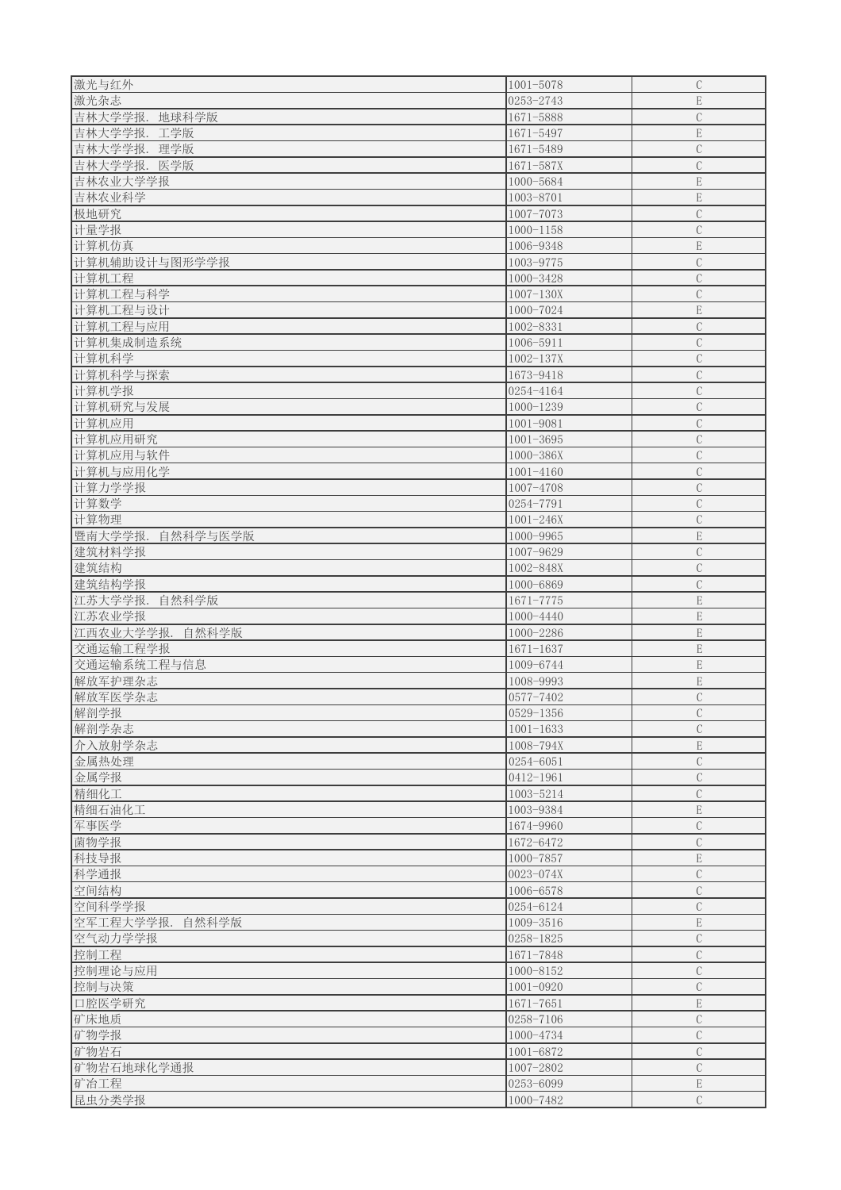| | | |
|---|---|---|
| 激光与红外 | 1001-5078 | C |
| 激光杂志 | 0253-2743 | E |
| 吉林大学学报. 地球科学版 | 1671-5888 | C |
| 吉林大学学报. 工学版 | 1671-5497 | E |
| 吉林大学学报. 理学版 | 1671-5489 | C |
| 吉林大学学报. 医学版 | 1671-587X | C |
| 吉林农业大学学报 | 1000-5684 | E |
| 吉林农业科学 | 1003-8701 | E |
| 极地研究 | 1007-7073 | C |
| 计量学报 | 1000-1158 | C |
| 计算机仿真 | 1006-9348 | E |
| 计算机辅助设计与图形学学报 | 1003-9775 | C |
| 计算机工程 | 1000-3428 | C |
| 计算机工程与科学 | 1007-130X | C |
| 计算机工程与设计 | 1000-7024 | E |
| 计算机工程与应用 | 1002-8331 | C |
| 计算机集成制造系统 | 1006-5911 | C |
| 计算机科学 | 1002-137X | C |
| 计算机科学与探索 | 1673-9418 | C |
| 计算机学报 | 0254-4164 | C |
| 计算机研究与发展 | 1000-1239 | C |
| 计算机应用 | 1001-9081 | C |
| 计算机应用研究 | 1001-3695 | C |
| 计算机应用与软件 | 1000-386X | C |
| 计算机与应用化学 | 1001-4160 | C |
| 计算力学学报 | 1007-4708 | C |
| 计算数学 | 0254-7791 | C |
| 计算物理 | 1001-246X | C |
| 暨南大学学报. 自然科学与医学版 | 1000-9965 | E |
| 建筑材料学报 | 1007-9629 | C |
| 建筑结构 | 1002-848X | C |
| 建筑结构学报 | 1000-6869 | C |
| 江苏大学学报. 自然科学版 | 1671-7775 | E |
| 江苏农业学报 | 1000-4440 | E |
| 江西农业大学学报. 自然科学版 | 1000-2286 | E |
| 交通运输工程学报 | 1671-1637 | E |
| 交通运输系统工程与信息 | 1009-6744 | E |
| 解放军护理杂志 | 1008-9993 | E |
| 解放军医学杂志 | 0577-7402 | C |
| 解剖学报 | 0529-1356 | C |
| 解剖学杂志 | 1001-1633 | C |
| 介入放射学杂志 | 1008-794X | E |
| 金属热处理 | 0254-6051 | C |
| 金属学报 | 0412-1961 | C |
| 精细化工 | 1003-5214 | C |
| 精细石油化工 | 1003-9384 | E |
| 军事医学 | 1674-9960 | C |
| 菌物学报 | 1672-6472 | C |
| 科技导报 | 1000-7857 | E |
| 科学通报 | 0023-074X | C |
| 空间结构 | 1006-6578 | C |
| 空间科学学报 | 0254-6124 | C |
| 空军工程大学学报. 自然科学版 | 1009-3516 | E |
| 空气动力学学报 | 0258-1825 | C |
| 控制工程 | 1671-7848 | C |
| 控制理论与应用 | 1000-8152 | C |
| 控制与决策 | 1001-0920 | C |
| 口腔医学研究 | 1671-7651 | E |
| 矿床地质 | 0258-7106 | C |
| 矿物学报 | 1000-4734 | C |
| 矿物岩石 | 1001-6872 | C |
| 矿物岩石地球化学通报 | 1007-2802 | C |
| 矿冶工程 | 0253-6099 | E |
| 昆虫分类学报 | 1000-7482 | C |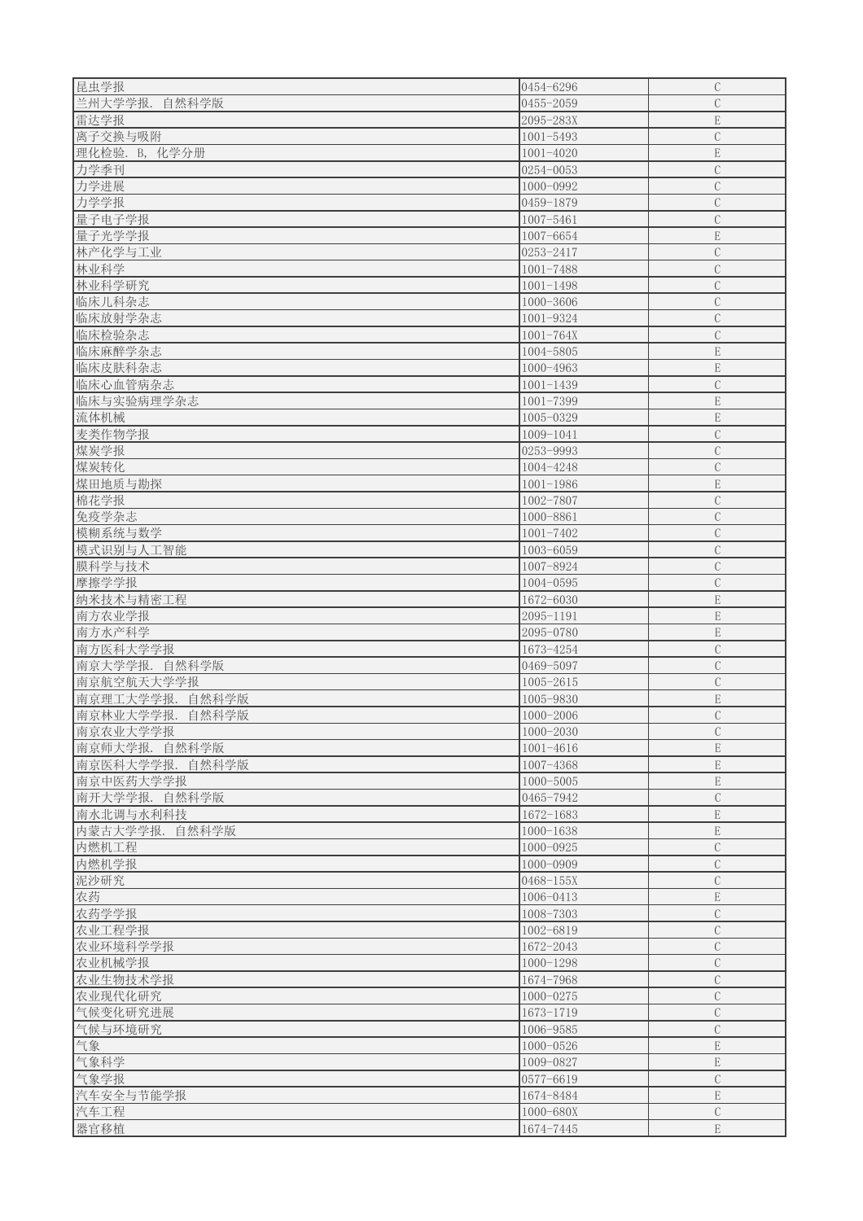| 昆虫学报 | 0454-6296 | C |
|---|---|---|
| 兰州大学学报. 自然科学版 | 0455-2059 | C |
| 雷达学报 | 2095-283X | E |
| 离子交换与吸附 | 1001-5493 | C |
| 理化检验. B, 化学分册 | 1001-4020 | E |
| 力学季刊 | 0254-0053 | C |
| 力学进展 | 1000-0992 | C |
| 力学学报 | 0459-1879 | C |
| 量子电子学报 | 1007-5461 | C |
| 量子光学学报 | 1007-6654 | E |
| 林产化学与工业 | 0253-2417 | C |
| 林业科学 | 1001-7488 | C |
| 林业科学研究 | 1001-1498 | C |
| 临床儿科杂志 | 1000-3606 | C |
| 临床放射学杂志 | 1001-9324 | C |
| 临床检验杂志 | 1001-764X | C |
| 临床麻醉学杂志 | 1004-5805 | E |
| 临床皮肤科杂志 | 1000-4963 | E |
| 临床心血管病杂志 | 1001-1439 | C |
| 临床与实验病理学杂志 | 1001-7399 | E |
| 流体机械 | 1005-0329 | E |
| 麦类作物学报 | 1009-1041 | C |
| 煤炭学报 | 0253-9993 | C |
| 煤炭转化 | 1004-4248 | C |
| 煤田地质与勘探 | 1001-1986 | E |
| 棉花学报 | 1002-7807 | C |
| 免疫学杂志 | 1000-8861 | C |
| 模糊系统与数学 | 1001-7402 | C |
| 模式识别与人工智能 | 1003-6059 | C |
| 膜科学与技术 | 1007-8924 | C |
| 摩擦学学报 | 1004-0595 | C |
| 纳米技术与精密工程 | 1672-6030 | E |
| 南方农业学报 | 2095-1191 | E |
| 南方水产科学 | 2095-0780 | E |
| 南方医科大学学报 | 1673-4254 | C |
| 南京大学学报. 自然科学版 | 0469-5097 | C |
| 南京航空航天大学学报 | 1005-2615 | C |
| 南京理工大学学报. 自然科学版 | 1005-9830 | E |
| 南京林业大学学报. 自然科学版 | 1000-2006 | C |
| 南京农业大学学报 | 1000-2030 | C |
| 南京师大学报. 自然科学版 | 1001-4616 | E |
| 南京医科大学学报. 自然科学版 | 1007-4368 | E |
| 南京中医药大学学报 | 1000-5005 | E |
| 南开大学学报. 自然科学版 | 0465-7942 | C |
| 南水北调与水利科技 | 1672-1683 | E |
| 内蒙古大学学报. 自然科学版 | 1000-1638 | E |
| 内燃机工程 | 1000-0925 | C |
| 内燃机学报 | 1000-0909 | C |
| 泥沙研究 | 0468-155X | C |
| 农药 | 1006-0413 | E |
| 农药学学报 | 1008-7303 | C |
| 农业工程学报 | 1002-6819 | C |
| 农业环境科学学报 | 1672-2043 | C |
| 农业机械学报 | 1000-1298 | C |
| 农业生物技术学报 | 1674-7968 | C |
| 农业现代化研究 | 1000-0275 | C |
| 气候变化研究进展 | 1673-1719 | C |
| 气候与环境研究 | 1006-9585 | C |
| 气象 | 1000-0526 | E |
| 气象科学 | 1009-0827 | E |
| 气象学报 | 0577-6619 | C |
| 汽车安全与节能学报 | 1674-8484 | E |
| 汽车工程 | 1000-680X | C |
| 器官移植 | 1674-7445 | E |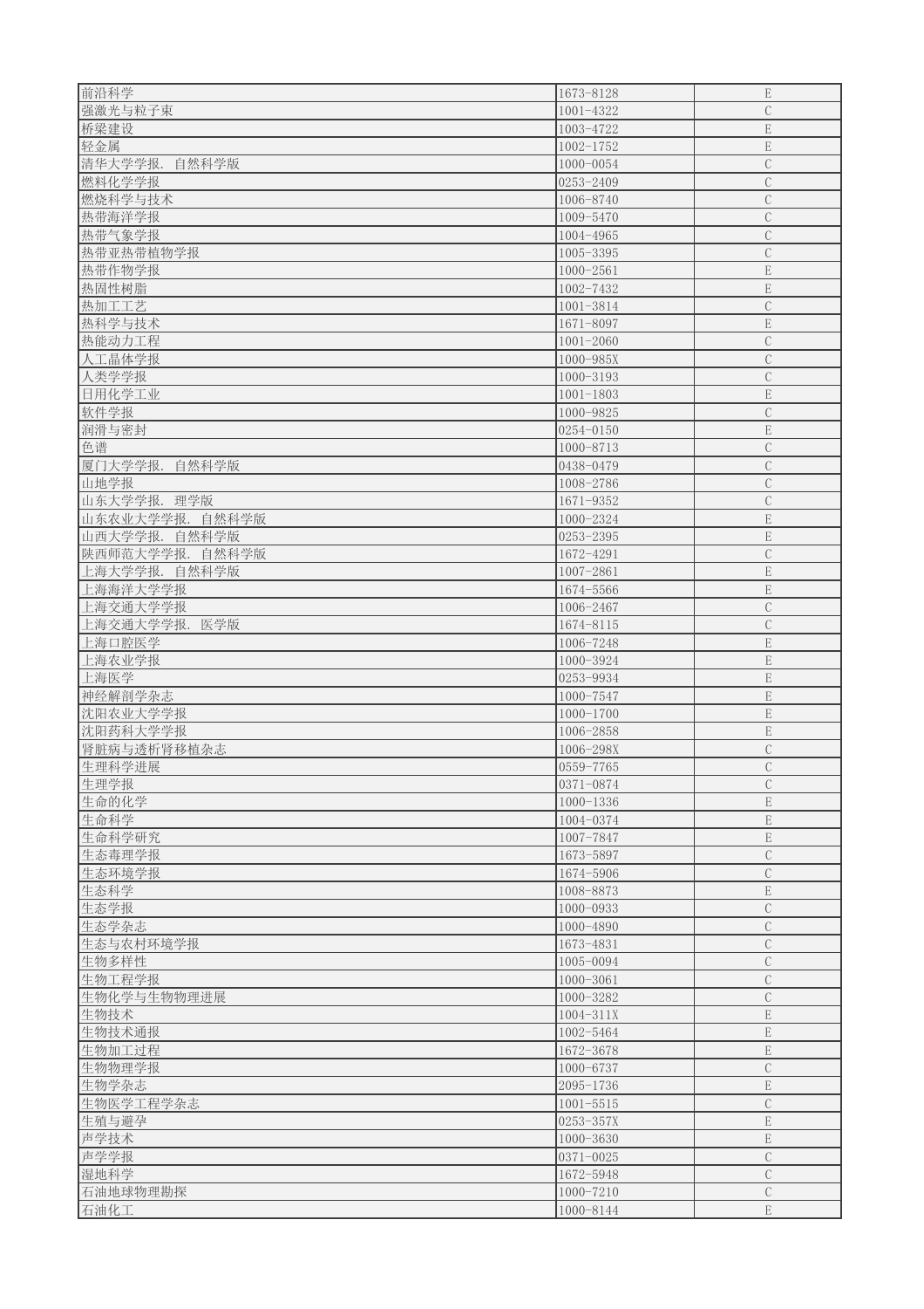| | | |
|---|---|---|
| 前沿科学 | 1673-8128 | E |
| 强激光与粒子束 | 1001-4322 | C |
| 桥梁建设 | 1003-4722 | E |
| 轻金属 | 1002-1752 | E |
| 清华大学学报. 自然科学版 | 1000-0054 | C |
| 燃料化学学报 | 0253-2409 | C |
| 燃烧科学与技术 | 1006-8740 | C |
| 热带海洋学报 | 1009-5470 | C |
| 热带气象学报 | 1004-4965 | C |
| 热带亚热带植物学报 | 1005-3395 | C |
| 热带作物学报 | 1000-2561 | E |
| 热固性树脂 | 1002-7432 | E |
| 热加工工艺 | 1001-3814 | C |
| 热科学与技术 | 1671-8097 | E |
| 热能动力工程 | 1001-2060 | C |
| 人工晶体学报 | 1000-985X | C |
| 人类学学报 | 1000-3193 | C |
| 日用化学工业 | 1001-1803 | E |
| 软件学报 | 1000-9825 | C |
| 润滑与密封 | 0254-0150 | E |
| 色谱 | 1000-8713 | C |
| 厦门大学学报. 自然科学版 | 0438-0479 | C |
| 山地学报 | 1008-2786 | C |
| 山东大学学报. 理学版 | 1671-9352 | C |
| 山东农业大学学报. 自然科学版 | 1000-2324 | E |
| 山西大学学报. 自然科学版 | 0253-2395 | E |
| 陕西师范大学学报. 自然科学版 | 1672-4291 | C |
| 上海大学学报. 自然科学版 | 1007-2861 | E |
| 上海海洋大学学报 | 1674-5566 | E |
| 上海交通大学学报 | 1006-2467 | C |
| 上海交通大学学报. 医学版 | 1674-8115 | C |
| 上海口腔医学 | 1006-7248 | E |
| 上海农业学报 | 1000-3924 | E |
| 上海医学 | 0253-9934 | E |
| 神经解剖学杂志 | 1000-7547 | E |
| 沈阳农业大学学报 | 1000-1700 | E |
| 沈阳药科大学学报 | 1006-2858 | E |
| 肾脏病与透析肾移植杂志 | 1006-298X | C |
| 生理科学进展 | 0559-7765 | C |
| 生理学报 | 0371-0874 | C |
| 生命的化学 | 1000-1336 | E |
| 生命科学 | 1004-0374 | E |
| 生命科学研究 | 1007-7847 | E |
| 生态毒理学报 | 1673-5897 | C |
| 生态环境学报 | 1674-5906 | C |
| 生态科学 | 1008-8873 | E |
| 生态学报 | 1000-0933 | C |
| 生态学杂志 | 1000-4890 | C |
| 生态与农村环境学报 | 1673-4831 | C |
| 生物多样性 | 1005-0094 | C |
| 生物工程学报 | 1000-3061 | C |
| 生物化学与生物物理进展 | 1000-3282 | C |
| 生物技术 | 1004-311X | E |
| 生物技术通报 | 1002-5464 | E |
| 生物加工过程 | 1672-3678 | E |
| 生物物理学报 | 1000-6737 | C |
| 生物学杂志 | 2095-1736 | E |
| 生物医学工程学杂志 | 1001-5515 | C |
| 生殖与避孕 | 0253-357X | E |
| 声学技术 | 1000-3630 | E |
| 声学学报 | 0371-0025 | C |
| 湿地科学 | 1672-5948 | C |
| 石油地球物理勘探 | 1000-7210 | C |
| 石油化工 | 1000-8144 | E |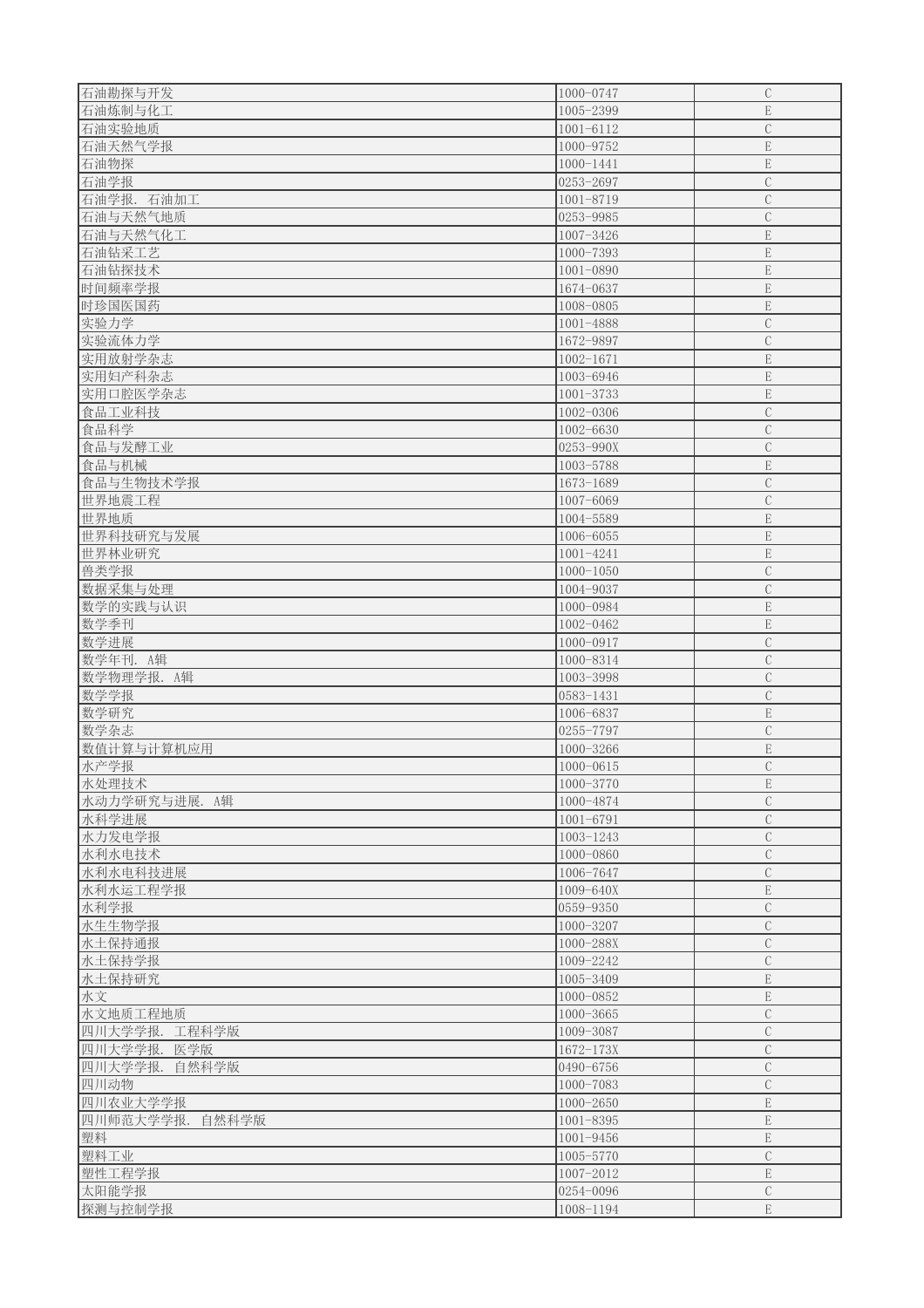| | | |
|---|---|---|
| 石油勘探与开发 | 1000-0747 | C |
| 石油炼制与化工 | 1005-2399 | E |
| 石油实验地质 | 1001-6112 | C |
| 石油天然气学报 | 1000-9752 | E |
| 石油物探 | 1000-1441 | E |
| 石油学报 | 0253-2697 | C |
| 石油学报. 石油加工 | 1001-8719 | C |
| 石油与天然气地质 | 0253-9985 | C |
| 石油与天然气化工 | 1007-3426 | E |
| 石油钻采工艺 | 1000-7393 | E |
| 石油钻探技术 | 1001-0890 | E |
| 时间频率学报 | 1674-0637 | E |
| 时珍国医国药 | 1008-0805 | E |
| 实验力学 | 1001-4888 | C |
| 实验流体力学 | 1672-9897 | C |
| 实用放射学杂志 | 1002-1671 | E |
| 实用妇产科杂志 | 1003-6946 | E |
| 实用口腔医学杂志 | 1001-3733 | E |
| 食品工业科技 | 1002-0306 | C |
| 食品科学 | 1002-6630 | C |
| 食品与发酵工业 | 0253-990X | C |
| 食品与机械 | 1003-5788 | E |
| 食品与生物技术学报 | 1673-1689 | C |
| 世界地震工程 | 1007-6069 | C |
| 世界地质 | 1004-5589 | E |
| 世界科技研究与发展 | 1006-6055 | E |
| 世界林业研究 | 1001-4241 | E |
| 兽类学报 | 1000-1050 | C |
| 数据采集与处理 | 1004-9037 | C |
| 数学的实践与认识 | 1000-0984 | E |
| 数学季刊 | 1002-0462 | E |
| 数学进展 | 1000-0917 | C |
| 数学年刊. A辑 | 1000-8314 | C |
| 数学物理学报. A辑 | 1003-3998 | C |
| 数学学报 | 0583-1431 | C |
| 数学研究 | 1006-6837 | E |
| 数学杂志 | 0255-7797 | C |
| 数值计算与计算机应用 | 1000-3266 | E |
| 水产学报 | 1000-0615 | C |
| 水处理技术 | 1000-3770 | E |
| 水动力学研究与进展. A辑 | 1000-4874 | C |
| 水科学进展 | 1001-6791 | C |
| 水力发电学报 | 1003-1243 | C |
| 水利水电技术 | 1000-0860 | C |
| 水利水电科技进展 | 1006-7647 | C |
| 水利水运工程学报 | 1009-640X | E |
| 水利学报 | 0559-9350 | C |
| 水生生物学报 | 1000-3207 | C |
| 水土保持通报 | 1000-288X | C |
| 水土保持学报 | 1009-2242 | C |
| 水土保持研究 | 1005-3409 | E |
| 水文 | 1000-0852 | E |
| 水文地质工程地质 | 1000-3665 | C |
| 四川大学学报. 工程科学版 | 1009-3087 | C |
| 四川大学学报. 医学版 | 1672-173X | C |
| 四川大学学报. 自然科学版 | 0490-6756 | C |
| 四川动物 | 1000-7083 | C |
| 四川农业大学学报 | 1000-2650 | E |
| 四川师范大学学报. 自然科学版 | 1001-8395 | E |
| 塑料 | 1001-9456 | E |
| 塑料工业 | 1005-5770 | C |
| 塑性工程学报 | 1007-2012 | E |
| 太阳能学报 | 0254-0096 | C |
| 探测与控制学报 | 1008-1194 | E |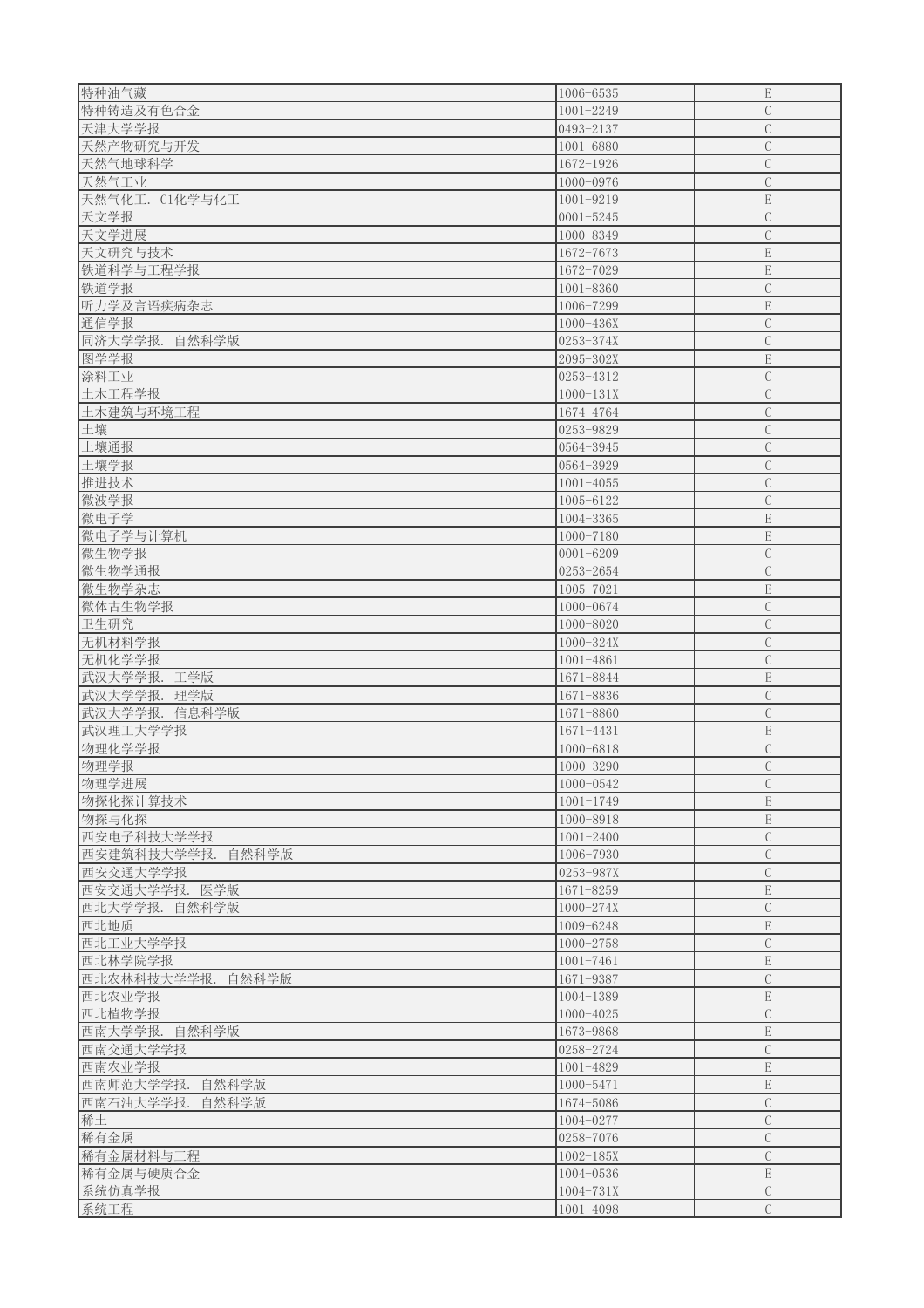| | | |
|---|---|---|
| 特种油气藏 | 1006-6535 | E |
| 特种铸造及有色合金 | 1001-2249 | C |
| 天津大学学报 | 0493-2137 | C |
| 天然产物研究与开发 | 1001-6880 | C |
| 天然气地球科学 | 1672-1926 | C |
| 天然气工业 | 1000-0976 | C |
| 天然气化工. C1化学与化工 | 1001-9219 | E |
| 天文学报 | 0001-5245 | C |
| 天文学进展 | 1000-8349 | C |
| 天文研究与技术 | 1672-7673 | E |
| 铁道科学与工程学报 | 1672-7029 | E |
| 铁道学报 | 1001-8360 | C |
| 听力学及言语疾病杂志 | 1006-7299 | E |
| 通信学报 | 1000-436X | C |
| 同济大学学报. 自然科学版 | 0253-374X | C |
| 图学学报 | 2095-302X | E |
| 涂料工业 | 0253-4312 | C |
| 土木工程学报 | 1000-131X | C |
| 土木建筑与环境工程 | 1674-4764 | C |
| 土壤 | 0253-9829 | C |
| 土壤通报 | 0564-3945 | C |
| 土壤学报 | 0564-3929 | C |
| 推进技术 | 1001-4055 | C |
| 微波学报 | 1005-6122 | C |
| 微电子学 | 1004-3365 | E |
| 微电子学与计算机 | 1000-7180 | E |
| 微生物学报 | 0001-6209 | C |
| 微生物学通报 | 0253-2654 | C |
| 微生物学杂志 | 1005-7021 | E |
| 微体古生物学报 | 1000-0674 | C |
| 卫生研究 | 1000-8020 | C |
| 无机材料学报 | 1000-324X | C |
| 无机化学学报 | 1001-4861 | C |
| 武汉大学学报. 工学版 | 1671-8844 | E |
| 武汉大学学报. 理学版 | 1671-8836 | C |
| 武汉大学学报. 信息科学版 | 1671-8860 | C |
| 武汉理工大学学报 | 1671-4431 | E |
| 物理化学学报 | 1000-6818 | C |
| 物理学报 | 1000-3290 | C |
| 物理学进展 | 1000-0542 | C |
| 物探化探计算技术 | 1001-1749 | E |
| 物探与化探 | 1000-8918 | E |
| 西安电子科技大学学报 | 1001-2400 | C |
| 西安建筑科技大学学报. 自然科学版 | 1006-7930 | C |
| 西安交通大学学报 | 0253-987X | C |
| 西安交通大学学报. 医学版 | 1671-8259 | E |
| 西北大学学报. 自然科学版 | 1000-274X | C |
| 西北地质 | 1009-6248 | E |
| 西北工业大学学报 | 1000-2758 | C |
| 西北林学院学报 | 1001-7461 | E |
| 西北农林科技大学学报. 自然科学版 | 1671-9387 | C |
| 西北农业学报 | 1004-1389 | E |
| 西北植物学报 | 1000-4025 | C |
| 西南大学学报. 自然科学版 | 1673-9868 | E |
| 西南交通大学学报 | 0258-2724 | C |
| 西南农业学报 | 1001-4829 | E |
| 西南师范大学学报. 自然科学版 | 1000-5471 | E |
| 西南石油大学学报. 自然科学版 | 1674-5086 | C |
| 稀土 | 1004-0277 | C |
| 稀有金属 | 0258-7076 | C |
| 稀有金属材料与工程 | 1002-185X | C |
| 稀有金属与硬质合金 | 1004-0536 | E |
| 系统仿真学报 | 1004-731X | C |
| 系统工程 | 1001-4098 | C |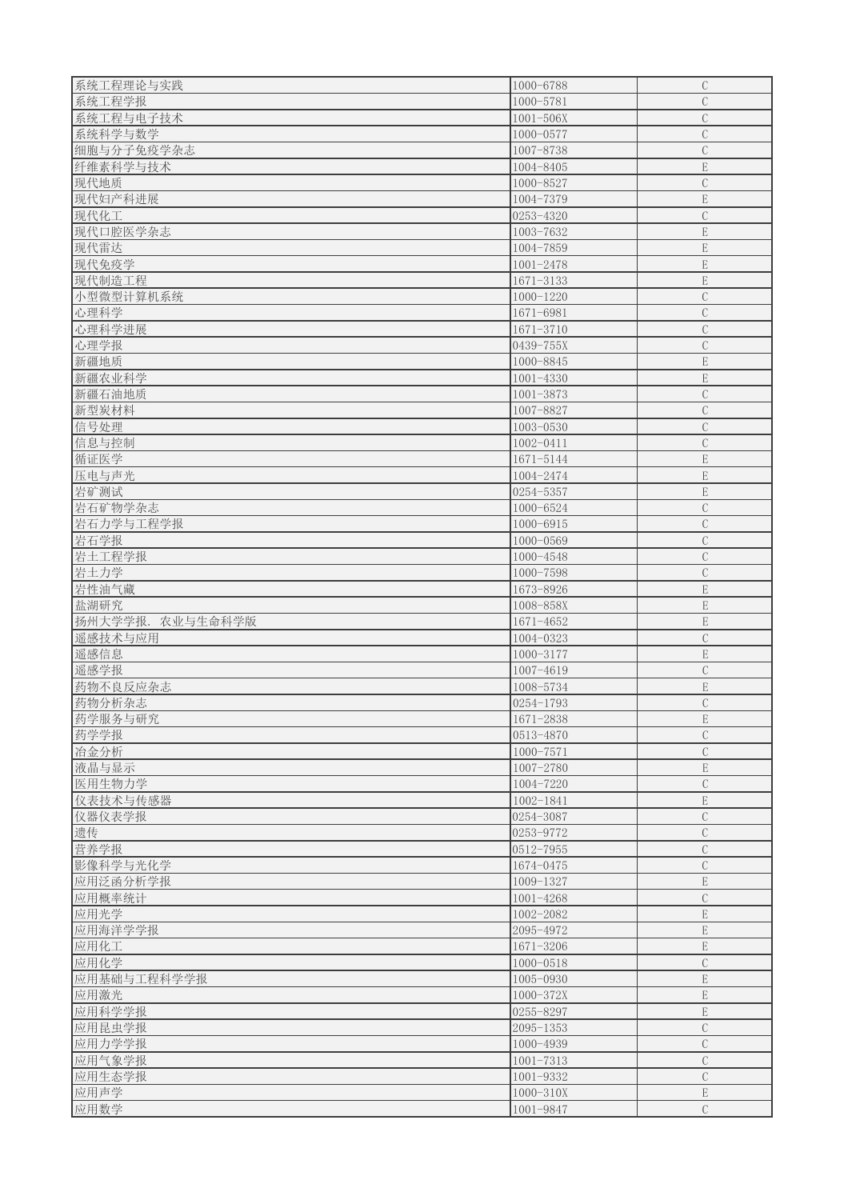| | | |
|---|---|---|
| 系统工程理论与实践 | 1000-6788 | C |
| 系统工程学报 | 1000-5781 | C |
| 系统工程与电子技术 | 1001-506X | C |
| 系统科学与数学 | 1000-0577 | C |
| 细胞与分子免疫学杂志 | 1007-8738 | C |
| 纤维素科学与技术 | 1004-8405 | E |
| 现代地质 | 1000-8527 | C |
| 现代妇产科进展 | 1004-7379 | E |
| 现代化工 | 0253-4320 | C |
| 现代口腔医学杂志 | 1003-7632 | E |
| 现代雷达 | 1004-7859 | E |
| 现代免疫学 | 1001-2478 | E |
| 现代制造工程 | 1671-3133 | E |
| 小型微型计算机系统 | 1000-1220 | C |
| 心理科学 | 1671-6981 | C |
| 心理科学进展 | 1671-3710 | C |
| 心理学报 | 0439-755X | C |
| 新疆地质 | 1000-8845 | E |
| 新疆农业科学 | 1001-4330 | E |
| 新疆石油地质 | 1001-3873 | C |
| 新型炭材料 | 1007-8827 | C |
| 信号处理 | 1003-0530 | C |
| 信息与控制 | 1002-0411 | C |
| 循证医学 | 1671-5144 | E |
| 压电与声光 | 1004-2474 | E |
| 岩矿测试 | 0254-5357 | E |
| 岩石矿物学杂志 | 1000-6524 | C |
| 岩石力学与工程学报 | 1000-6915 | C |
| 岩石学报 | 1000-0569 | C |
| 岩土工程学报 | 1000-4548 | C |
| 岩土力学 | 1000-7598 | C |
| 岩性油气藏 | 1673-8926 | E |
| 盐湖研究 | 1008-858X | E |
| 扬州大学学报. 农业与生命科学版 | 1671-4652 | E |
| 遥感技术与应用 | 1004-0323 | C |
| 遥感信息 | 1000-3177 | E |
| 遥感学报 | 1007-4619 | C |
| 药物不良反应杂志 | 1008-5734 | E |
| 药物分析杂志 | 0254-1793 | C |
| 药学服务与研究 | 1671-2838 | E |
| 药学学报 | 0513-4870 | C |
| 冶金分析 | 1000-7571 | C |
| 液晶与显示 | 1007-2780 | E |
| 医用生物力学 | 1004-7220 | C |
| 仪表技术与传感器 | 1002-1841 | E |
| 仪器仪表学报 | 0254-3087 | C |
| 遗传 | 0253-9772 | C |
| 营养学报 | 0512-7955 | C |
| 影像科学与光化学 | 1674-0475 | C |
| 应用泛函分析学报 | 1009-1327 | E |
| 应用概率统计 | 1001-4268 | C |
| 应用光学 | 1002-2082 | E |
| 应用海洋学学报 | 2095-4972 | E |
| 应用化工 | 1671-3206 | E |
| 应用化学 | 1000-0518 | C |
| 应用基础与工程科学学报 | 1005-0930 | E |
| 应用激光 | 1000-372X | E |
| 应用科学学报 | 0255-8297 | E |
| 应用昆虫学报 | 2095-1353 | C |
| 应用力学学报 | 1000-4939 | C |
| 应用气象学报 | 1001-7313 | C |
| 应用生态学报 | 1001-9332 | C |
| 应用声学 | 1000-310X | E |
| 应用数学 | 1001-9847 | C |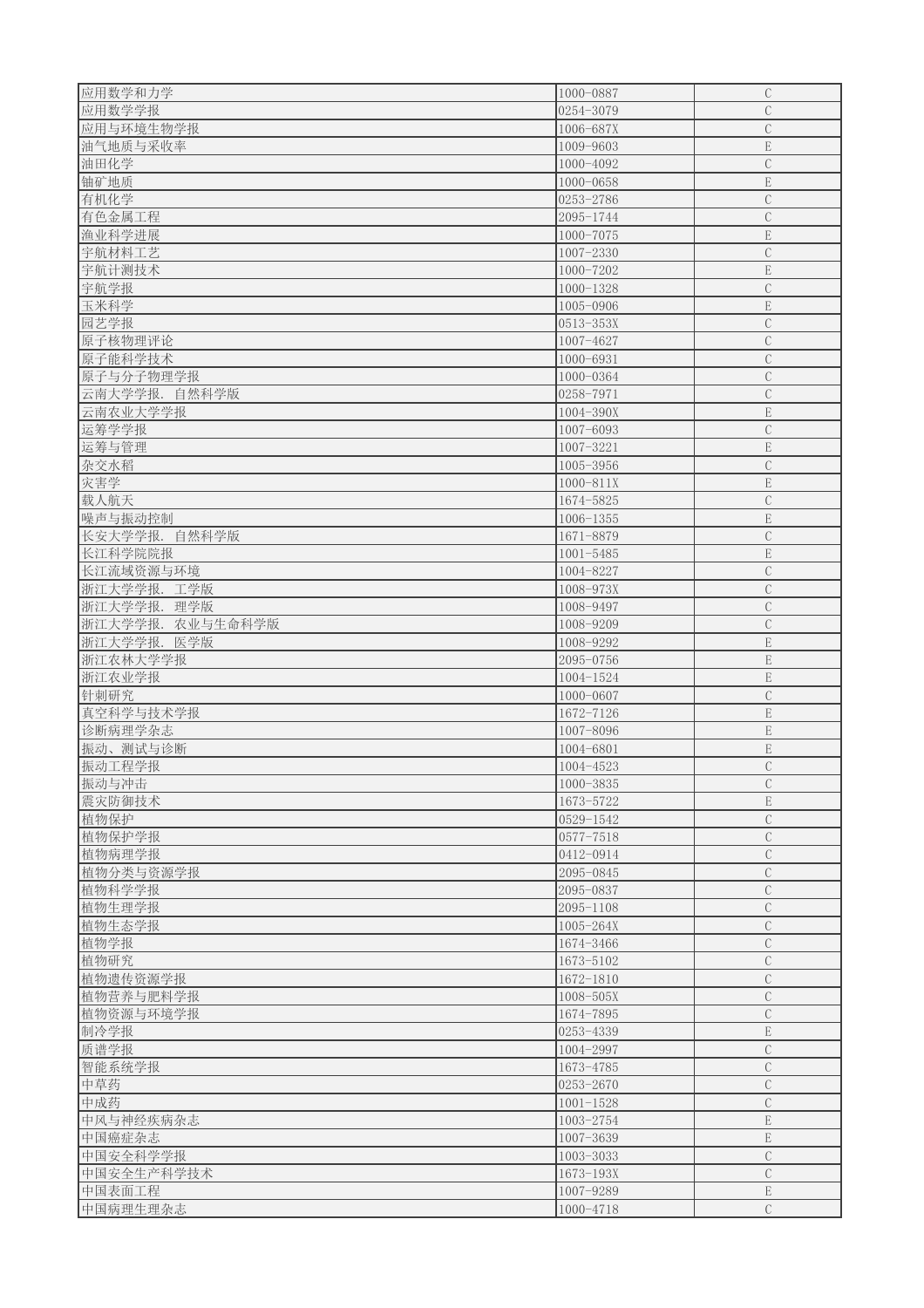| 应用数学和力学 | 1000-0887 | C |
| --- | --- | --- |
| 应用数学学报 | 0254-3079 | C |
| 应用与环境生物学报 | 1006-687X | C |
| 油气地质与采收率 | 1009-9603 | E |
| 油田化学 | 1000-4092 | C |
| 铀矿地质 | 1000-0658 | E |
| 有机化学 | 0253-2786 | C |
| 有色金属工程 | 2095-1744 | C |
| 渔业科学进展 | 1000-7075 | E |
| 宇航材料工艺 | 1007-2330 | C |
| 宇航计测技术 | 1000-7202 | E |
| 宇航学报 | 1000-1328 | C |
| 玉米科学 | 1005-0906 | E |
| 园艺学报 | 0513-353X | C |
| 原子核物理评论 | 1007-4627 | C |
| 原子能科学技术 | 1000-6931 | C |
| 原子与分子物理学报 | 1000-0364 | C |
| 云南大学学报. 自然科学版 | 0258-7971 | C |
| 云南农业大学学报 | 1004-390X | E |
| 运筹学学报 | 1007-6093 | C |
| 运筹与管理 | 1007-3221 | E |
| 杂交水稻 | 1005-3956 | C |
| 灾害学 | 1000-811X | E |
| 载人航天 | 1674-5825 | C |
| 噪声与振动控制 | 1006-1355 | E |
| 长安大学学报. 自然科学版 | 1671-8879 | C |
| 长江科学院院报 | 1001-5485 | E |
| 长江流域资源与环境 | 1004-8227 | C |
| 浙江大学学报. 工学版 | 1008-973X | C |
| 浙江大学学报. 理学版 | 1008-9497 | C |
| 浙江大学学报. 农业与生命科学版 | 1008-9209 | C |
| 浙江大学学报. 医学版 | 1008-9292 | E |
| 浙江农林大学学报 | 2095-0756 | E |
| 浙江农业学报 | 1004-1524 | E |
| 针刺研究 | 1000-0607 | C |
| 真空科学与技术学报 | 1672-7126 | E |
| 诊断病理学杂志 | 1007-8096 | E |
| 振动、测试与诊断 | 1004-6801 | E |
| 振动工程学报 | 1004-4523 | C |
| 振动与冲击 | 1000-3835 | C |
| 震灾防御技术 | 1673-5722 | E |
| 植物保护 | 0529-1542 | C |
| 植物保护学报 | 0577-7518 | C |
| 植物病理学报 | 0412-0914 | C |
| 植物分类与资源学报 | 2095-0845 | C |
| 植物科学学报 | 2095-0837 | C |
| 植物生理学报 | 2095-1108 | C |
| 植物生态学报 | 1005-264X | C |
| 植物学报 | 1674-3466 | C |
| 植物研究 | 1673-5102 | C |
| 植物遗传资源学报 | 1672-1810 | C |
| 植物营养与肥料学报 | 1008-505X | C |
| 植物资源与环境学报 | 1674-7895 | C |
| 制冷学报 | 0253-4339 | E |
| 质谱学报 | 1004-2997 | C |
| 智能系统学报 | 1673-4785 | C |
| 中草药 | 0253-2670 | C |
| 中成药 | 1001-1528 | C |
| 中风与神经疾病杂志 | 1003-2754 | E |
| 中国癌症杂志 | 1007-3639 | E |
| 中国安全科学学报 | 1003-3033 | C |
| 中国安全生产科学技术 | 1673-193X | C |
| 中国表面工程 | 1007-9289 | E |
| 中国病理生理杂志 | 1000-4718 | C |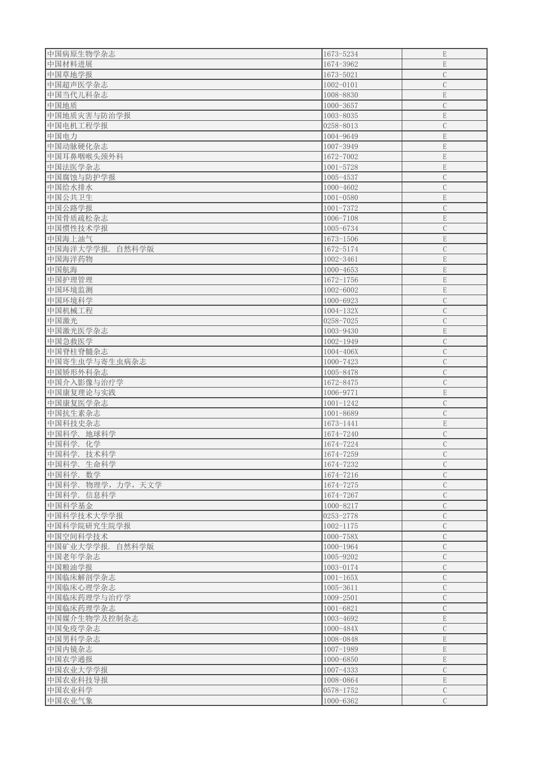| | | |
|---|---|---|
| 中国病原生物学杂志 | 1673-5234 | E |
| 中国材料进展 | 1674-3962 | E |
| 中国草地学报 | 1673-5021 | C |
| 中国超声医学杂志 | 1002-0101 | C |
| 中国当代儿科杂志 | 1008-8830 | E |
| 中国地质 | 1000-3657 | C |
| 中国地质灾害与防治学报 | 1003-8035 | E |
| 中国电机工程学报 | 0258-8013 | C |
| 中国电力 | 1004-9649 | E |
| 中国动脉硬化杂志 | 1007-3949 | E |
| 中国耳鼻咽喉头颈外科 | 1672-7002 | E |
| 中国法医学杂志 | 1001-5728 | E |
| 中国腐蚀与防护学报 | 1005-4537 | C |
| 中国给水排水 | 1000-4602 | C |
| 中国公共卫生 | 1001-0580 | E |
| 中国公路学报 | 1001-7372 | C |
| 中国骨质疏松杂志 | 1006-7108 | E |
| 中国惯性技术学报 | 1005-6734 | C |
| 中国海上油气 | 1673-1506 | E |
| 中国海洋大学学报. 自然科学版 | 1672-5174 | C |
| 中国海洋药物 | 1002-3461 | E |
| 中国航海 | 1000-4653 | E |
| 中国护理管理 | 1672-1756 | E |
| 中国环境监测 | 1002-6002 | E |
| 中国环境科学 | 1000-6923 | C |
| 中国机械工程 | 1004-132X | C |
| 中国激光 | 0258-7025 | C |
| 中国激光医学杂志 | 1003-9430 | E |
| 中国急救医学 | 1002-1949 | C |
| 中国脊柱脊髓杂志 | 1004-406X | C |
| 中国寄生虫学与寄生虫病杂志 | 1000-7423 | C |
| 中国矫形外科杂志 | 1005-8478 | C |
| 中国介入影像与治疗学 | 1672-8475 | C |
| 中国康复理论与实践 | 1006-9771 | E |
| 中国康复医学杂志 | 1001-1242 | C |
| 中国抗生素杂志 | 1001-8689 | C |
| 中国科技史杂志 | 1673-1441 | E |
| 中国科学. 地球科学 | 1674-7240 | C |
| 中国科学. 化学 | 1674-7224 | C |
| 中国科学. 技术科学 | 1674-7259 | C |
| 中国科学. 生命科学 | 1674-7232 | C |
| 中国科学. 数学 | 1674-7216 | C |
| 中国科学. 物理学，力学，天文学 | 1674-7275 | C |
| 中国科学. 信息科学 | 1674-7267 | C |
| 中国科学基金 | 1000-8217 | C |
| 中国科学技术大学学报 | 0253-2778 | C |
| 中国科学院研究生院学报 | 1002-1175 | C |
| 中国空间科学技术 | 1000-758X | C |
| 中国矿业大学学报. 自然科学版 | 1000-1964 | C |
| 中国老年学杂志 | 1005-9202 | C |
| 中国粮油学报 | 1003-0174 | C |
| 中国临床解剖学杂志 | 1001-165X | C |
| 中国临床心理学杂志 | 1005-3611 | C |
| 中国临床药理学与治疗学 | 1009-2501 | C |
| 中国临床药理学杂志 | 1001-6821 | C |
| 中国媒介生物学及控制杂志 | 1003-4692 | E |
| 中国免疫学杂志 | 1000-484X | C |
| 中国男科学杂志 | 1008-0848 | E |
| 中国内镜杂志 | 1007-1989 | E |
| 中国农学通报 | 1000-6850 | E |
| 中国农业大学学报 | 1007-4333 | C |
| 中国农业科技导报 | 1008-0864 | E |
| 中国农业科学 | 0578-1752 | C |
| 中国农业气象 | 1000-6362 | C |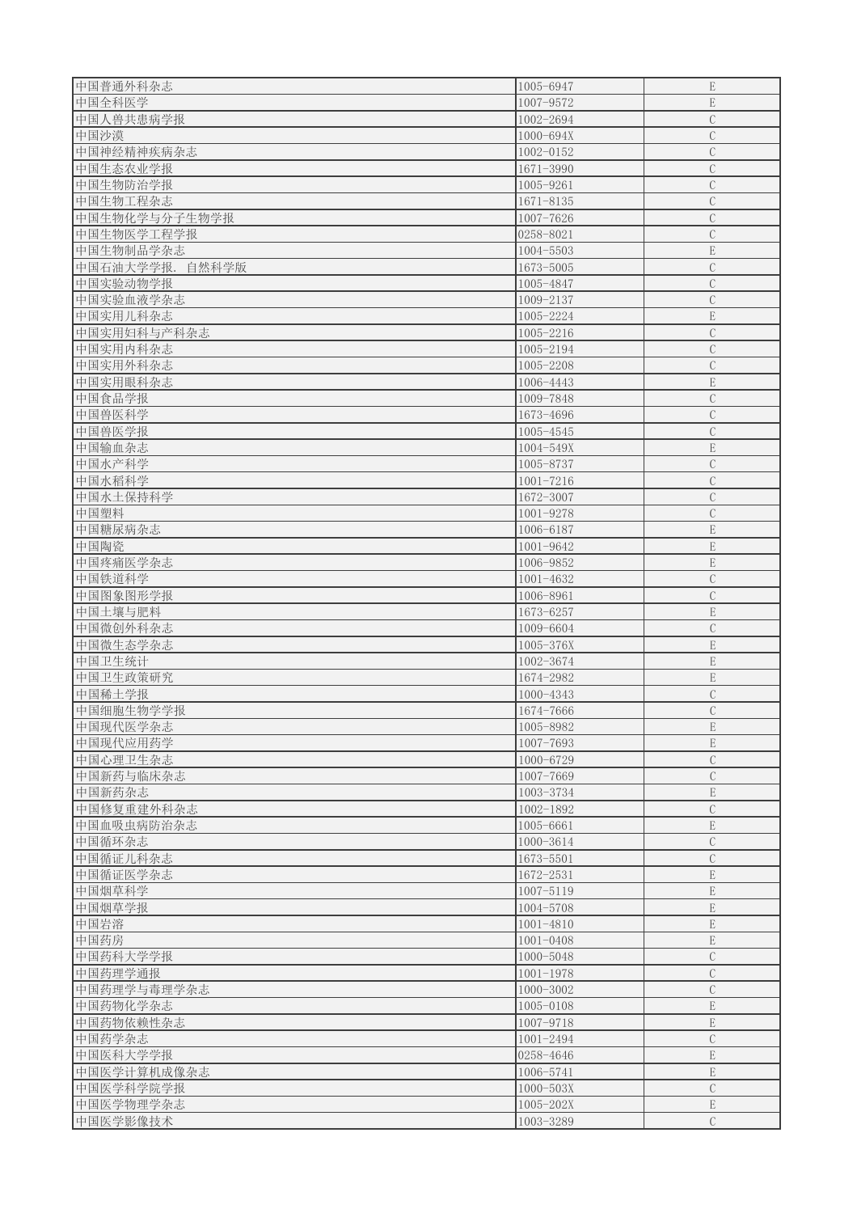| | | |
|---|---|---|
| 中国普通外科杂志 | 1005-6947 | E |
| 中国全科医学 | 1007-9572 | E |
| 中国人兽共患病学报 | 1002-2694 | C |
| 中国沙漠 | 1000-694X | C |
| 中国神经精神疾病杂志 | 1002-0152 | C |
| 中国生态农业学报 | 1671-3990 | C |
| 中国生物防治学报 | 1005-9261 | C |
| 中国生物工程杂志 | 1671-8135 | C |
| 中国生物化学与分子生物学报 | 1007-7626 | C |
| 中国生物医学工程学报 | 0258-8021 | C |
| 中国生物制品学杂志 | 1004-5503 | E |
| 中国石油大学学报. 自然科学版 | 1673-5005 | C |
| 中国实验动物学报 | 1005-4847 | C |
| 中国实验血液学杂志 | 1009-2137 | C |
| 中国实用儿科杂志 | 1005-2224 | E |
| 中国实用妇科与产科杂志 | 1005-2216 | C |
| 中国实用内科杂志 | 1005-2194 | C |
| 中国实用外科杂志 | 1005-2208 | C |
| 中国实用眼科杂志 | 1006-4443 | E |
| 中国食品学报 | 1009-7848 | C |
| 中国兽医科学 | 1673-4696 | C |
| 中国兽医学报 | 1005-4545 | C |
| 中国输血杂志 | 1004-549X | E |
| 中国水产科学 | 1005-8737 | C |
| 中国水稻科学 | 1001-7216 | C |
| 中国水土保持科学 | 1672-3007 | C |
| 中国塑料 | 1001-9278 | C |
| 中国糖尿病杂志 | 1006-6187 | E |
| 中国陶瓷 | 1001-9642 | E |
| 中国疼痛医学杂志 | 1006-9852 | E |
| 中国铁道科学 | 1001-4632 | C |
| 中国图象图形学报 | 1006-8961 | C |
| 中国土壤与肥料 | 1673-6257 | E |
| 中国微创外科杂志 | 1009-6604 | C |
| 中国微生态学杂志 | 1005-376X | E |
| 中国卫生统计 | 1002-3674 | E |
| 中国卫生政策研究 | 1674-2982 | E |
| 中国稀土学报 | 1000-4343 | C |
| 中国细胞生物学学报 | 1674-7666 | C |
| 中国现代医学杂志 | 1005-8982 | E |
| 中国现代应用药学 | 1007-7693 | E |
| 中国心理卫生杂志 | 1000-6729 | C |
| 中国新药与临床杂志 | 1007-7669 | C |
| 中国新药杂志 | 1003-3734 | E |
| 中国修复重建外科杂志 | 1002-1892 | C |
| 中国血吸虫病防治杂志 | 1005-6661 | E |
| 中国循环杂志 | 1000-3614 | C |
| 中国循证儿科杂志 | 1673-5501 | C |
| 中国循证医学杂志 | 1672-2531 | E |
| 中国烟草科学 | 1007-5119 | E |
| 中国烟草学报 | 1004-5708 | E |
| 中国岩溶 | 1001-4810 | E |
| 中国药房 | 1001-0408 | E |
| 中国药科大学学报 | 1000-5048 | C |
| 中国药理学通报 | 1001-1978 | C |
| 中国药理学与毒理学杂志 | 1000-3002 | C |
| 中国药物化学杂志 | 1005-0108 | E |
| 中国药物依赖性杂志 | 1007-9718 | E |
| 中国药学杂志 | 1001-2494 | C |
| 中国医科大学学报 | 0258-4646 | E |
| 中国医学计算机成像杂志 | 1006-5741 | E |
| 中国医学科学院学报 | 1000-503X | C |
| 中国医学物理学杂志 | 1005-202X | E |
| 中国医学影像技术 | 1003-3289 | C |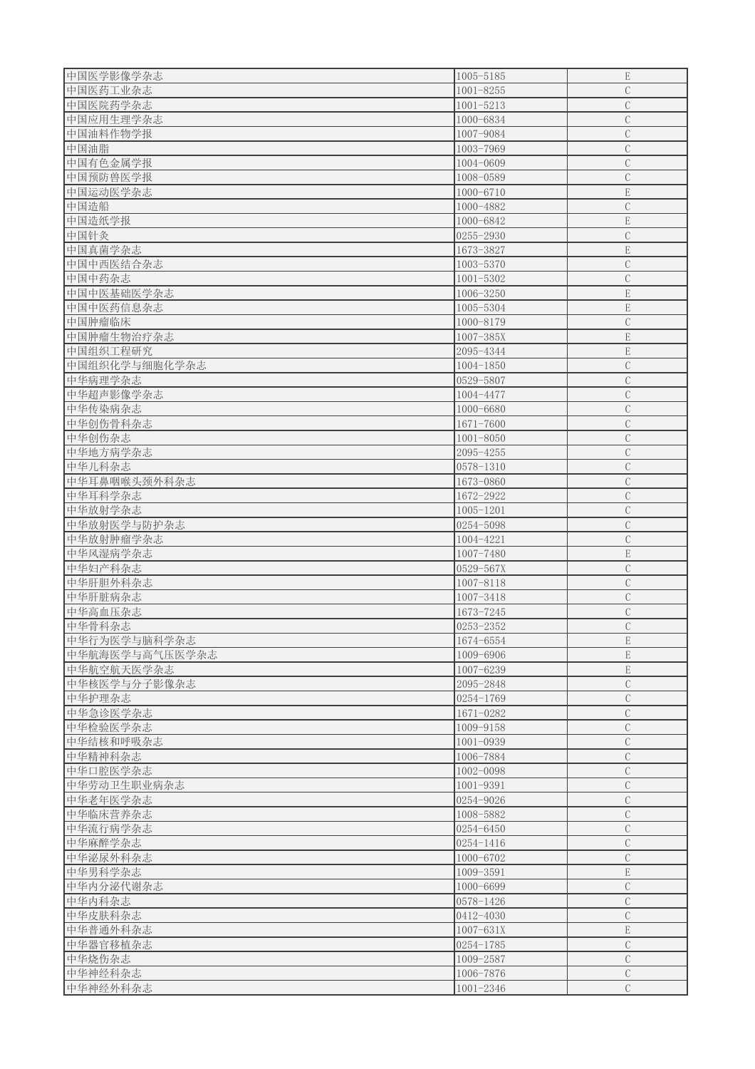| | | |
|---|---|---|
| 中国医学影像学杂志 | 1005-5185 | E |
| 中国医药工业杂志 | 1001-8255 | C |
| 中国医院药学杂志 | 1001-5213 | C |
| 中国应用生理学杂志 | 1000-6834 | C |
| 中国油料作物学报 | 1007-9084 | C |
| 中国油脂 | 1003-7969 | C |
| 中国有色金属学报 | 1004-0609 | C |
| 中国预防兽医学报 | 1008-0589 | C |
| 中国运动医学杂志 | 1000-6710 | E |
| 中国造船 | 1000-4882 | C |
| 中国造纸学报 | 1000-6842 | E |
| 中国针灸 | 0255-2930 | C |
| 中国真菌学杂志 | 1673-3827 | E |
| 中国中西医结合杂志 | 1003-5370 | C |
| 中国中药杂志 | 1001-5302 | C |
| 中国中医基础医学杂志 | 1006-3250 | E |
| 中国中医药信息杂志 | 1005-5304 | E |
| 中国肿瘤临床 | 1000-8179 | C |
| 中国肿瘤生物治疗杂志 | 1007-385X | E |
| 中国组织工程研究 | 2095-4344 | E |
| 中国组织化学与细胞化学杂志 | 1004-1850 | C |
| 中华病理学杂志 | 0529-5807 | C |
| 中华超声影像学杂志 | 1004-4477 | C |
| 中华传染病杂志 | 1000-6680 | C |
| 中华创伤骨科杂志 | 1671-7600 | C |
| 中华创伤杂志 | 1001-8050 | C |
| 中华地方病学杂志 | 2095-4255 | C |
| 中华儿科杂志 | 0578-1310 | C |
| 中华耳鼻咽喉头颈外科杂志 | 1673-0860 | C |
| 中华耳科学杂志 | 1672-2922 | C |
| 中华放射学杂志 | 1005-1201 | C |
| 中华放射医学与防护杂志 | 0254-5098 | C |
| 中华放射肿瘤学杂志 | 1004-4221 | C |
| 中华风湿病学杂志 | 1007-7480 | E |
| 中华妇产科杂志 | 0529-567X | C |
| 中华肝胆外科杂志 | 1007-8118 | C |
| 中华肝脏病杂志 | 1007-3418 | C |
| 中华高血压杂志 | 1673-7245 | C |
| 中华骨科杂志 | 0253-2352 | C |
| 中华行为医学与脑科学杂志 | 1674-6554 | E |
| 中华航海医学与高气压医学杂志 | 1009-6906 | E |
| 中华航空航天医学杂志 | 1007-6239 | E |
| 中华核医学与分子影像杂志 | 2095-2848 | C |
| 中华护理杂志 | 0254-1769 | C |
| 中华急诊医学杂志 | 1671-0282 | C |
| 中华检验医学杂志 | 1009-9158 | C |
| 中华结核和呼吸杂志 | 1001-0939 | C |
| 中华精神科杂志 | 1006-7884 | C |
| 中华口腔医学杂志 | 1002-0098 | C |
| 中华劳动卫生职业病杂志 | 1001-9391 | C |
| 中华老年医学杂志 | 0254-9026 | C |
| 中华临床营养杂志 | 1008-5882 | C |
| 中华流行病学杂志 | 0254-6450 | C |
| 中华麻醉学杂志 | 0254-1416 | C |
| 中华泌尿外科杂志 | 1000-6702 | C |
| 中华男科学杂志 | 1009-3591 | E |
| 中华内分泌代谢杂志 | 1000-6699 | C |
| 中华内科杂志 | 0578-1426 | C |
| 中华皮肤科杂志 | 0412-4030 | C |
| 中华普通外科杂志 | 1007-631X | E |
| 中华器官移植杂志 | 0254-1785 | C |
| 中华烧伤杂志 | 1009-2587 | C |
| 中华神经科杂志 | 1006-7876 | C |
| 中华神经外科杂志 | 1001-2346 | C |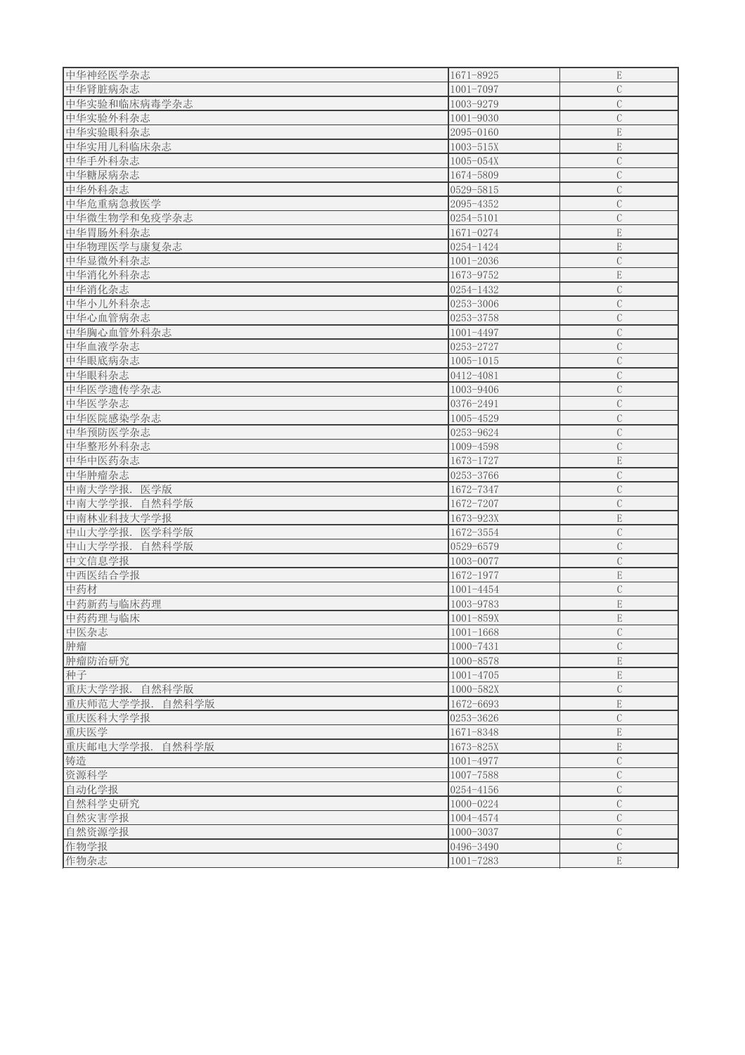| | | |
|---|---|---|
| 中华神经医学杂志 | 1671-8925 | E |
| 中华肾脏病杂志 | 1001-7097 | C |
| 中华实验和临床病毒学杂志 | 1003-9279 | C |
| 中华实验外科杂志 | 1001-9030 | C |
| 中华实验眼科杂志 | 2095-0160 | E |
| 中华实用儿科临床杂志 | 1003-515X | E |
| 中华手外科杂志 | 1005-054X | C |
| 中华糖尿病杂志 | 1674-5809 | C |
| 中华外科杂志 | 0529-5815 | C |
| 中华危重病急救医学 | 2095-4352 | C |
| 中华微生物学和免疫学杂志 | 0254-5101 | C |
| 中华胃肠外科杂志 | 1671-0274 | E |
| 中华物理医学与康复杂志 | 0254-1424 | E |
| 中华显微外科杂志 | 1001-2036 | C |
| 中华消化外科杂志 | 1673-9752 | E |
| 中华消化杂志 | 0254-1432 | C |
| 中华小儿外科杂志 | 0253-3006 | C |
| 中华心血管病杂志 | 0253-3758 | C |
| 中华胸心血管外科杂志 | 1001-4497 | C |
| 中华血液学杂志 | 0253-2727 | C |
| 中华眼底病杂志 | 1005-1015 | C |
| 中华眼科杂志 | 0412-4081 | C |
| 中华医学遗传学杂志 | 1003-9406 | C |
| 中华医学杂志 | 0376-2491 | C |
| 中华医院感染学杂志 | 1005-4529 | C |
| 中华预防医学杂志 | 0253-9624 | C |
| 中华整形外科杂志 | 1009-4598 | C |
| 中华中医药杂志 | 1673-1727 | E |
| 中华肿瘤杂志 | 0253-3766 | C |
| 中南大学学报. 医学版 | 1672-7347 | C |
| 中南大学学报. 自然科学版 | 1672-7207 | C |
| 中南林业科技大学学报 | 1673-923X | E |
| 中山大学学报. 医学科学版 | 1672-3554 | C |
| 中山大学学报. 自然科学版 | 0529-6579 | C |
| 中文信息学报 | 1003-0077 | C |
| 中西医结合学报 | 1672-1977 | E |
| 中药材 | 1001-4454 | C |
| 中药新药与临床药理 | 1003-9783 | E |
| 中药药理与临床 | 1001-859X | E |
| 中医杂志 | 1001-1668 | C |
| 肿瘤 | 1000-7431 | C |
| 肿瘤防治研究 | 1000-8578 | E |
| 种子 | 1001-4705 | E |
| 重庆大学学报. 自然科学版 | 1000-582X | C |
| 重庆师范大学学报. 自然科学版 | 1672-6693 | E |
| 重庆医科大学学报 | 0253-3626 | C |
| 重庆医学 | 1671-8348 | E |
| 重庆邮电大学学报. 自然科学版 | 1673-825X | E |
| 铸造 | 1001-4977 | C |
| 资源科学 | 1007-7588 | C |
| 自动化学报 | 0254-4156 | C |
| 自然科学史研究 | 1000-0224 | C |
| 自然灾害学报 | 1004-4574 | C |
| 自然资源学报 | 1000-3037 | C |
| 作物学报 | 0496-3490 | C |
| 作物杂志 | 1001-7283 | E |